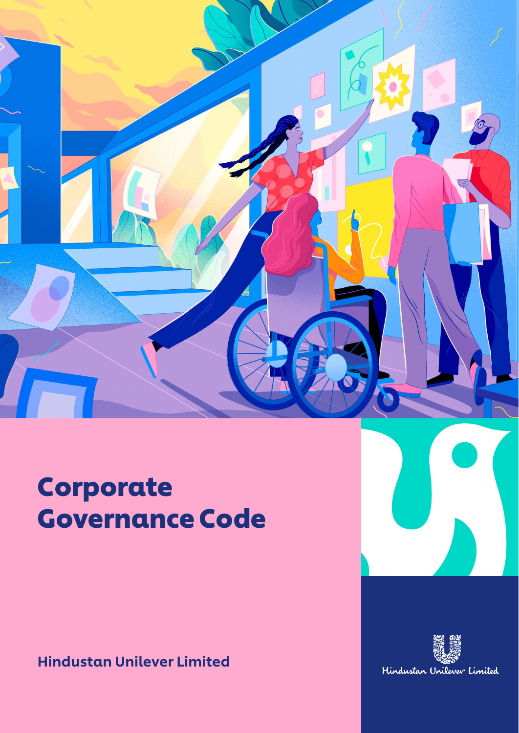# Corporate Governance Code

**Hindustan Unilever Limited**

Hindustan Unilever Limited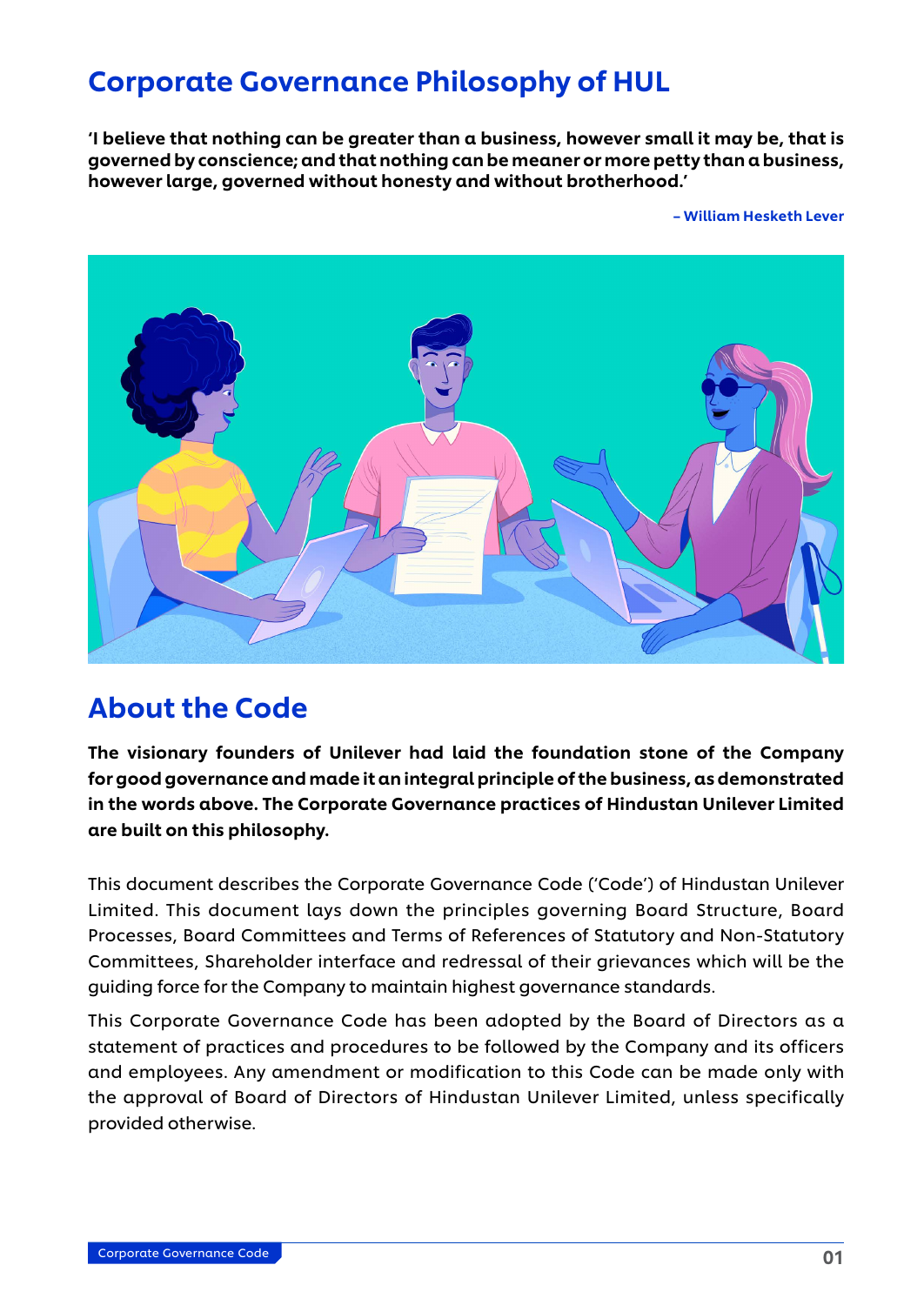# Corporate Governance Philosophy of HUL

**'I believe that nothing can be greater than a business, however small it may be, that is governed by conscience; and that nothing can be meaner or more petty than a business, however large, governed without honesty and without brotherhood.'**

**– William Hesketh Lever**

## About the Code

**The visionary founders of Unilever had laid the foundation stone of the Company for good governance and made it an integral principle of the business, as demonstrated in the words above. The Corporate Governance practices of Hindustan Unilever Limited are built on this philosophy.**

This document describes the Corporate Governance Code ('Code') of Hindustan Unilever Limited. This document lays down the principles governing Board Structure, Board Processes, Board Committees and Terms of References of Statutory and Non-Statutory Committees, Shareholder interface and redressal of their grievances which will be the guiding force for the Company to maintain highest governance standards.

This Corporate Governance Code has been adopted by the Board of Directors as a statement of practices and procedures to be followed by the Company and its officers and employees. Any amendment or modification to this Code can be made only with the approval of Board of Directors of Hindustan Unilever Limited, unless specifically provided otherwise.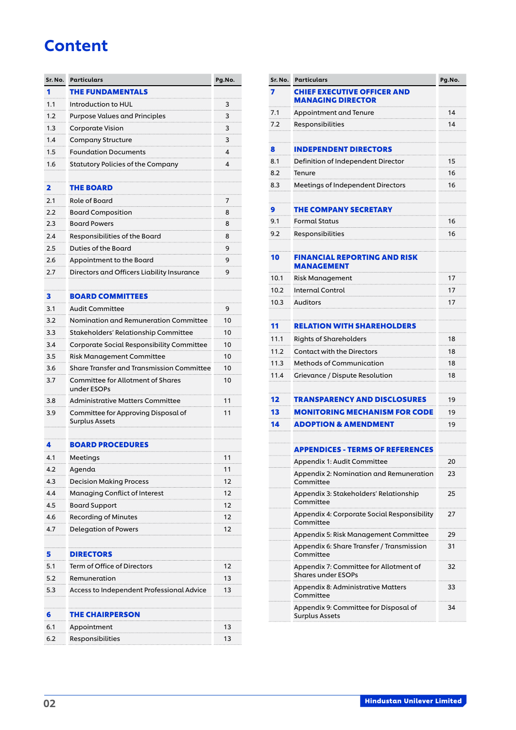# Content

| Sr. No. | Particulars | Pg.No. |
|---|---|---|
| **1** | **THE FUNDAMENTALS** | |
| 1.1 | Introduction to HUL | 3 |
| 1.2 | Purpose Values and Principles | 3 |
| 1.3 | Corporate Vision | 3 |
| 1.4 | Company Structure | 3 |
| 1.5 | Foundation Documents | 4 |
| 1.6 | Statutory Policies of the Company | 4 |
| **2** | **THE BOARD** | |
| 2.1 | Role of Board | 7 |
| 2.2 | Board Composition | 8 |
| 2.3 | Board Powers | 8 |
| 2.4 | Responsibilities of the Board | 8 |
| 2.5 | Duties of the Board | 9 |
| 2.6 | Appointment to the Board | 9 |
| 2.7 | Directors and Officers Liability Insurance | 9 |
| **3** | **BOARD COMMITTEES** | |
| 3.1 | Audit Committee | 9 |
| 3.2 | Nomination and Remuneration Committee | 10 |
| 3.3 | Stakeholders' Relationship Committee | 10 |
| 3.4 | Corporate Social Responsibility Committee | 10 |
| 3.5 | Risk Management Committee | 10 |
| 3.6 | Share Transfer and Transmission Committee | 10 |
| 3.7 | Committee for Allotment of Shares under ESOPs | 10 |
| 3.8 | Administrative Matters Committee | 11 |
| 3.9 | Committee for Approving Disposal of Surplus Assets | 11 |
| **4** | **BOARD PROCEDURES** | |
| 4.1 | Meetings | 11 |
| 4.2 | Agenda | 11 |
| 4.3 | Decision Making Process | 12 |
| 4.4 | Managing Conflict of Interest | 12 |
| 4.5 | Board Support | 12 |
| 4.6 | Recording of Minutes | 12 |
| 4.7 | Delegation of Powers | 12 |
| **5** | **DIRECTORS** | |
| 5.1 | Term of Office of Directors | 12 |
| 5.2 | Remuneration | 13 |
| 5.3 | Access to Independent Professional Advice | 13 |
| **6** | **THE CHAIRPERSON** | |
| 6.1 | Appointment | 13 |
| 6.2 | Responsibilities | 13 |
| **7** | **CHIEF EXECUTIVE OFFICER AND MANAGING DIRECTOR** | |
| 7.1 | Appointment and Tenure | 14 |
| 7.2 | Responsibilities | 14 |
| **8** | **INDEPENDENT DIRECTORS** | |
| 8.1 | Definition of Independent Director | 15 |
| 8.2 | Tenure | 16 |
| 8.3 | Meetings of Independent Directors | 16 |
| **9** | **THE COMPANY SECRETARY** | |
| 9.1 | Formal Status | 16 |
| 9.2 | Responsibilities | 16 |
| **10** | **FINANCIAL REPORTING AND RISK MANAGEMENT** | |
| 10.1 | Risk Management | 17 |
| 10.2 | Internal Control | 17 |
| 10.3 | Auditors | 17 |
| **11** | **RELATION WITH SHAREHOLDERS** | |
| 11.1 | Rights of Shareholders | 18 |
| 11.2 | Contact with the Directors | 18 |
| 11.3 | Methods of Communication | 18 |
| 11.4 | Grievance / Dispute Resolution | 18 |
| **12** | **TRANSPARENCY AND DISCLOSURES** | 19 |
| **13** | **MONITORING MECHANISM FOR CODE** | 19 |
| **14** | **ADOPTION & AMENDMENT** | 19 |
| | **APPENDICES - TERMS OF REFERENCES** | |
| | Appendix 1: Audit Committee | 20 |
| | Appendix 2: Nomination and Remuneration Committee | 23 |
| | Appendix 3: Stakeholders' Relationship Committee | 25 |
| | Appendix 4: Corporate Social Responsibility Committee | 27 |
| | Appendix 5: Risk Management Committee | 29 |
| | Appendix 6: Share Transfer / Transmission Committee | 31 |
| | Appendix 7: Committee for Allotment of Shares under ESOPs | 32 |
| | Appendix 8: Administrative Matters Committee | 33 |
| | Appendix 9: Committee for Disposal of Surplus Assets | 34 |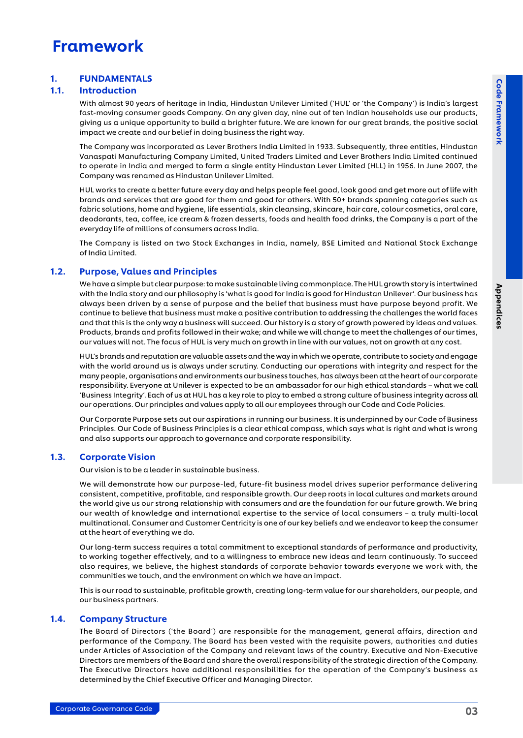# Framework

## 1. FUNDAMENTALS

### 1.1. Introduction

With almost 90 years of heritage in India, Hindustan Unilever Limited ('HUL' or 'the Company') is India's largest fast-moving consumer goods Company. On any given day, nine out of ten Indian households use our products, giving us a unique opportunity to build a brighter future. We are known for our great brands, the positive social impact we create and our belief in doing business the right way.

The Company was incorporated as Lever Brothers India Limited in 1933. Subsequently, three entities, Hindustan Vanaspati Manufacturing Company Limited, United Traders Limited and Lever Brothers India Limited continued to operate in India and merged to form a single entity Hindustan Lever Limited (HLL) in 1956. In June 2007, the Company was renamed as Hindustan Unilever Limited.

HUL works to create a better future every day and helps people feel good, look good and get more out of life with brands and services that are good for them and good for others. With 50+ brands spanning categories such as fabric solutions, home and hygiene, life essentials, skin cleansing, skincare, hair care, colour cosmetics, oral care, deodorants, tea, coffee, ice cream & frozen desserts, foods and health food drinks, the Company is a part of the everyday life of millions of consumers across India.

The Company is listed on two Stock Exchanges in India, namely, BSE Limited and National Stock Exchange of India Limited.

### 1.2. Purpose, Values and Principles

We have a simple but clear purpose: to make sustainable living commonplace. The HUL growth story is intertwined with the India story and our philosophy is 'what is good for India is good for Hindustan Unilever'. Our business has always been driven by a sense of purpose and the belief that business must have purpose beyond profit. We continue to believe that business must make a positive contribution to addressing the challenges the world faces and that this is the only way a business will succeed. Our history is a story of growth powered by ideas and values. Products, brands and profits followed in their wake; and while we will change to meet the challenges of our times, our values will not. The focus of HUL is very much on growth in line with our values, not on growth at any cost.

HUL's brands and reputation are valuable assets and the way in which we operate, contribute to society and engage with the world around us is always under scrutiny. Conducting our operations with integrity and respect for the many people, organisations and environments our business touches, has always been at the heart of our corporate responsibility. Everyone at Unilever is expected to be an ambassador for our high ethical standards – what we call 'Business Integrity'. Each of us at HUL has a key role to play to embed a strong culture of business integrity across all our operations. Our principles and values apply to all our employees through our Code and Code Policies.

Our Corporate Purpose sets out our aspirations in running our business. It is underpinned by our Code of Business Principles. Our Code of Business Principles is a clear ethical compass, which says what is right and what is wrong and also supports our approach to governance and corporate responsibility.

### 1.3. Corporate Vision

Our vision is to be a leader in sustainable business.

We will demonstrate how our purpose-led, future-fit business model drives superior performance delivering consistent, competitive, profitable, and responsible growth. Our deep roots in local cultures and markets around the world give us our strong relationship with consumers and are the foundation for our future growth. We bring our wealth of knowledge and international expertise to the service of local consumers – a truly multi-local multinational. Consumer and Customer Centricity is one of our key beliefs and we endeavor to keep the consumer at the heart of everything we do.

Our long-term success requires a total commitment to exceptional standards of performance and productivity, to working together effectively, and to a willingness to embrace new ideas and learn continuously. To succeed also requires, we believe, the highest standards of corporate behavior towards everyone we work with, the communities we touch, and the environment on which we have an impact.

This is our road to sustainable, profitable growth, creating long-term value for our shareholders, our people, and our business partners.

### 1.4. Company Structure

The Board of Directors ('the Board') are responsible for the management, general affairs, direction and performance of the Company. The Board has been vested with the requisite powers, authorities and duties under Articles of Association of the Company and relevant laws of the country. Executive and Non-Executive Directors are members of the Board and share the overall responsibility of the strategic direction of the Company. The Executive Directors have additional responsibilities for the operation of the Company's business as determined by the Chief Executive Officer and Managing Director.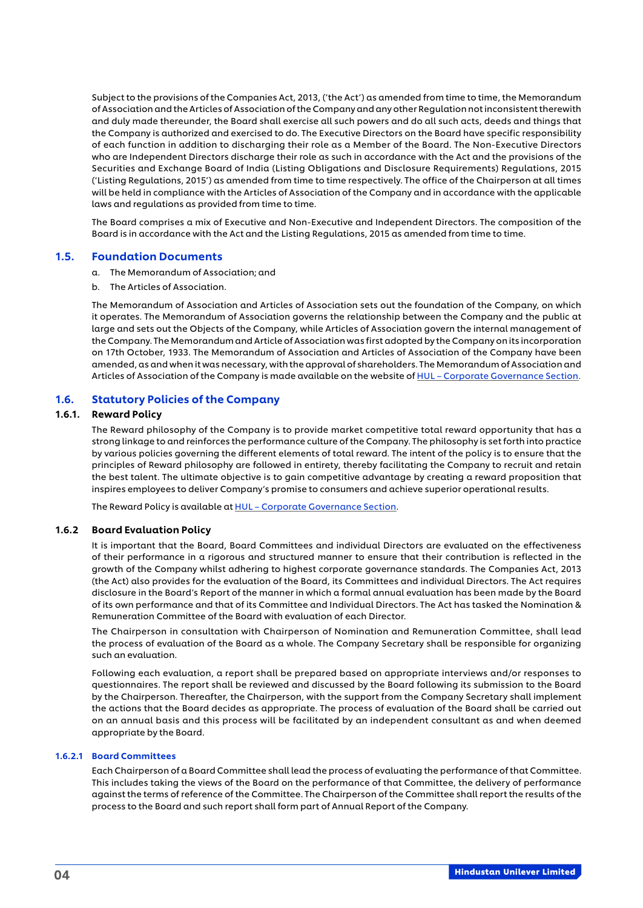Subject to the provisions of the Companies Act, 2013, ('the Act') as amended from time to time, the Memorandum of Association and the Articles of Association of the Company and any other Regulation not inconsistent therewith and duly made thereunder, the Board shall exercise all such powers and do all such acts, deeds and things that the Company is authorized and exercised to do. The Executive Directors on the Board have specific responsibility of each function in addition to discharging their role as a Member of the Board. The Non-Executive Directors who are Independent Directors discharge their role as such in accordance with the Act and the provisions of the Securities and Exchange Board of India (Listing Obligations and Disclosure Requirements) Regulations, 2015 ('Listing Regulations, 2015') as amended from time to time respectively. The office of the Chairperson at all times will be held in compliance with the Articles of Association of the Company and in accordance with the applicable laws and regulations as provided from time to time.

The Board comprises a mix of Executive and Non-Executive and Independent Directors. The composition of the Board is in accordance with the Act and the Listing Regulations, 2015 as amended from time to time.

## 1.5. Foundation Documents

a. The Memorandum of Association; and

b. The Articles of Association.

The Memorandum of Association and Articles of Association sets out the foundation of the Company, on which it operates. The Memorandum of Association governs the relationship between the Company and the public at large and sets out the Objects of the Company, while Articles of Association govern the internal management of the Company. The Memorandum and Article of Association was first adopted by the Company on its incorporation on 17th October, 1933. The Memorandum of Association and Articles of Association of the Company have been amended, as and when it was necessary, with the approval of shareholders. The Memorandum of Association and Articles of Association of the Company is made available on the website of HUL – Corporate Governance Section.

## 1.6. Statutory Policies of the Company

### 1.6.1. Reward Policy

The Reward philosophy of the Company is to provide market competitive total reward opportunity that has a strong linkage to and reinforces the performance culture of the Company. The philosophy is set forth into practice by various policies governing the different elements of total reward. The intent of the policy is to ensure that the principles of Reward philosophy are followed in entirety, thereby facilitating the Company to recruit and retain the best talent. The ultimate objective is to gain competitive advantage by creating a reward proposition that inspires employees to deliver Company's promise to consumers and achieve superior operational results.

The Reward Policy is available at HUL – Corporate Governance Section.

### 1.6.2 Board Evaluation Policy

It is important that the Board, Board Committees and individual Directors are evaluated on the effectiveness of their performance in a rigorous and structured manner to ensure that their contribution is reflected in the growth of the Company whilst adhering to highest corporate governance standards. The Companies Act, 2013 (the Act) also provides for the evaluation of the Board, its Committees and individual Directors. The Act requires disclosure in the Board's Report of the manner in which a formal annual evaluation has been made by the Board of its own performance and that of its Committee and Individual Directors. The Act has tasked the Nomination & Remuneration Committee of the Board with evaluation of each Director.

The Chairperson in consultation with Chairperson of Nomination and Remuneration Committee, shall lead the process of evaluation of the Board as a whole. The Company Secretary shall be responsible for organizing such an evaluation.

Following each evaluation, a report shall be prepared based on appropriate interviews and/or responses to questionnaires. The report shall be reviewed and discussed by the Board following its submission to the Board by the Chairperson. Thereafter, the Chairperson, with the support from the Company Secretary shall implement the actions that the Board decides as appropriate. The process of evaluation of the Board shall be carried out on an annual basis and this process will be facilitated by an independent consultant as and when deemed appropriate by the Board.

#### 1.6.2.1 Board Committees

Each Chairperson of a Board Committee shall lead the process of evaluating the performance of that Committee. This includes taking the views of the Board on the performance of that Committee, the delivery of performance against the terms of reference of the Committee. The Chairperson of the Committee shall report the results of the process to the Board and such report shall form part of Annual Report of the Company.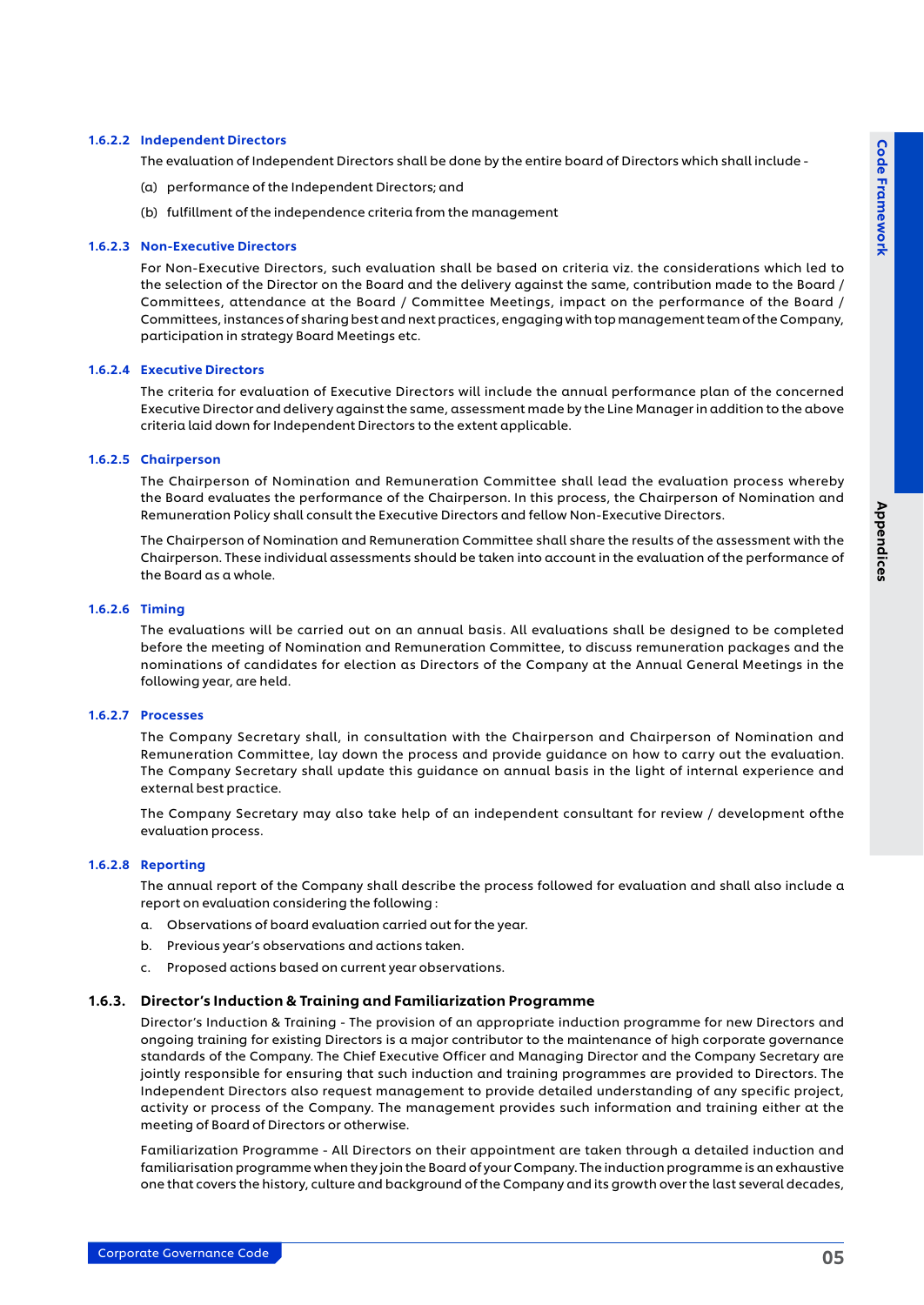#### 1.6.2.2 Independent Directors

The evaluation of Independent Directors shall be done by the entire board of Directors which shall include -

(a) performance of the Independent Directors; and

(b) fulfillment of the independence criteria from the management

#### 1.6.2.3 Non-Executive Directors

For Non-Executive Directors, such evaluation shall be based on criteria viz. the considerations which led to the selection of the Director on the Board and the delivery against the same, contribution made to the Board / Committees, attendance at the Board / Committee Meetings, impact on the performance of the Board / Committees, instances of sharing best and next practices, engaging with top management team of the Company, participation in strategy Board Meetings etc.

#### 1.6.2.4 Executive Directors

The criteria for evaluation of Executive Directors will include the annual performance plan of the concerned Executive Director and delivery against the same, assessment made by the Line Manager in addition to the above criteria laid down for Independent Directors to the extent applicable.

#### 1.6.2.5 Chairperson

The Chairperson of Nomination and Remuneration Committee shall lead the evaluation process whereby the Board evaluates the performance of the Chairperson. In this process, the Chairperson of Nomination and Remuneration Policy shall consult the Executive Directors and fellow Non-Executive Directors.

The Chairperson of Nomination and Remuneration Committee shall share the results of the assessment with the Chairperson. These individual assessments should be taken into account in the evaluation of the performance of the Board as a whole.

#### 1.6.2.6 Timing

The evaluations will be carried out on an annual basis. All evaluations shall be designed to be completed before the meeting of Nomination and Remuneration Committee, to discuss remuneration packages and the nominations of candidates for election as Directors of the Company at the Annual General Meetings in the following year, are held.

#### 1.6.2.7 Processes

The Company Secretary shall, in consultation with the Chairperson and Chairperson of Nomination and Remuneration Committee, lay down the process and provide guidance on how to carry out the evaluation. The Company Secretary shall update this guidance on annual basis in the light of internal experience and external best practice.

The Company Secretary may also take help of an independent consultant for review / development ofthe evaluation process.

#### 1.6.2.8 Reporting

The annual report of the Company shall describe the process followed for evaluation and shall also include a report on evaluation considering the following :

a. Observations of board evaluation carried out for the year.

b. Previous year's observations and actions taken.

c. Proposed actions based on current year observations.

### 1.6.3. Director's Induction & Training and Familiarization Programme

Director's Induction & Training - The provision of an appropriate induction programme for new Directors and ongoing training for existing Directors is a major contributor to the maintenance of high corporate governance standards of the Company. The Chief Executive Officer and Managing Director and the Company Secretary are jointly responsible for ensuring that such induction and training programmes are provided to Directors. The Independent Directors also request management to provide detailed understanding of any specific project, activity or process of the Company. The management provides such information and training either at the meeting of Board of Directors or otherwise.

Familiarization Programme - All Directors on their appointment are taken through a detailed induction and familiarisation programme when they join the Board of your Company. The induction programme is an exhaustive one that covers the history, culture and background of the Company and its growth over the last several decades,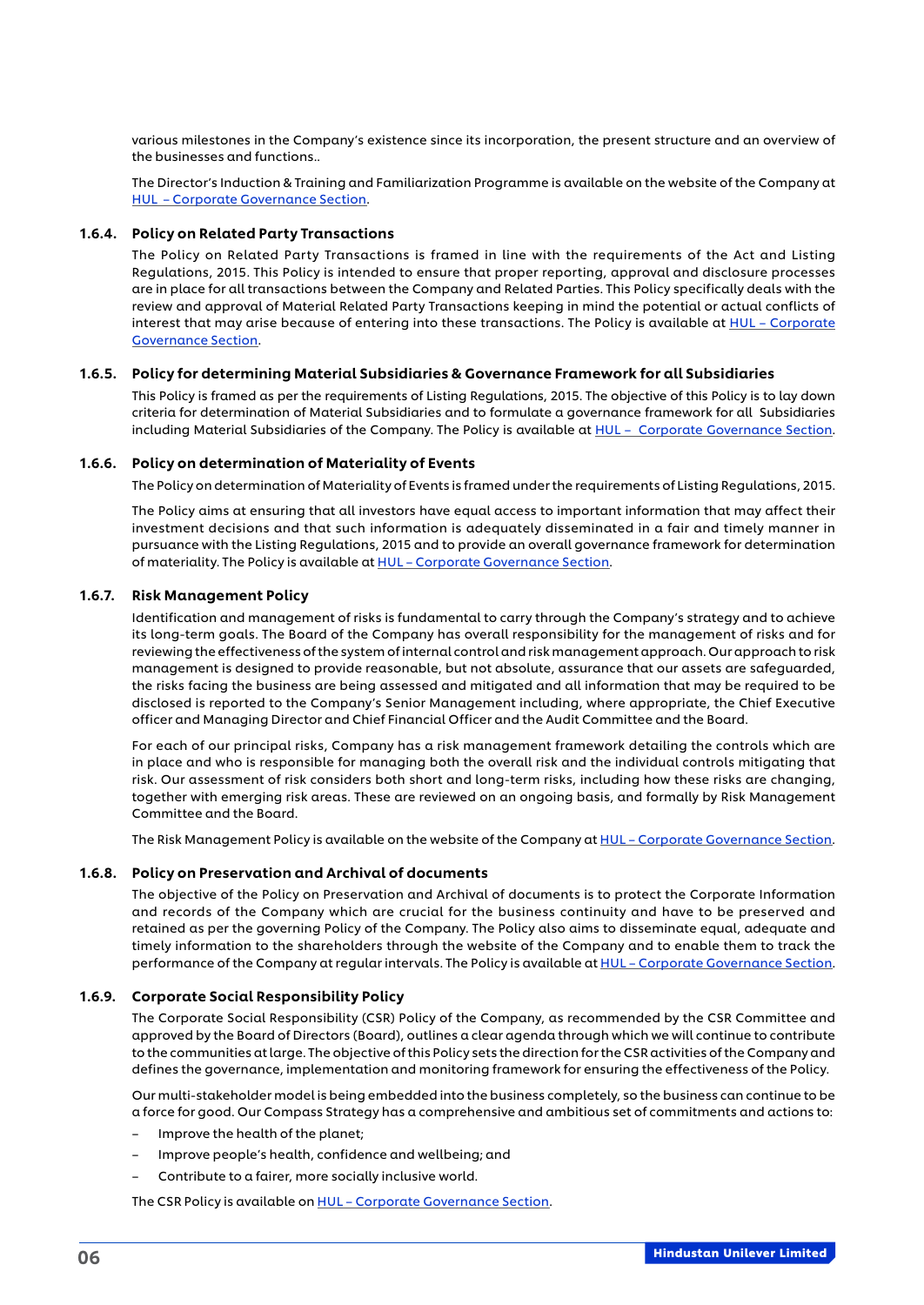various milestones in the Company's existence since its incorporation, the present structure and an overview of the businesses and functions..

The Director's Induction & Training and Familiarization Programme is available on the website of the Company at HUL – Corporate Governance Section.

### 1.6.4. Policy on Related Party Transactions

The Policy on Related Party Transactions is framed in line with the requirements of the Act and Listing Regulations, 2015. This Policy is intended to ensure that proper reporting, approval and disclosure processes are in place for all transactions between the Company and Related Parties. This Policy specifically deals with the review and approval of Material Related Party Transactions keeping in mind the potential or actual conflicts of interest that may arise because of entering into these transactions. The Policy is available at HUL – Corporate Governance Section.

### 1.6.5. Policy for determining Material Subsidiaries & Governance Framework for all Subsidiaries

This Policy is framed as per the requirements of Listing Regulations, 2015. The objective of this Policy is to lay down criteria for determination of Material Subsidiaries and to formulate a governance framework for all Subsidiaries including Material Subsidiaries of the Company. The Policy is available at HUL – Corporate Governance Section.

### 1.6.6. Policy on determination of Materiality of Events

The Policy on determination of Materiality of Events is framed under the requirements of Listing Regulations, 2015.

The Policy aims at ensuring that all investors have equal access to important information that may affect their investment decisions and that such information is adequately disseminated in a fair and timely manner in pursuance with the Listing Regulations, 2015 and to provide an overall governance framework for determination of materiality. The Policy is available at HUL – Corporate Governance Section.

### 1.6.7. Risk Management Policy

Identification and management of risks is fundamental to carry through the Company's strategy and to achieve its long-term goals. The Board of the Company has overall responsibility for the management of risks and for reviewing the effectiveness of the system of internal control and risk management approach. Our approach to risk management is designed to provide reasonable, but not absolute, assurance that our assets are safeguarded, the risks facing the business are being assessed and mitigated and all information that may be required to be disclosed is reported to the Company's Senior Management including, where appropriate, the Chief Executive officer and Managing Director and Chief Financial Officer and the Audit Committee and the Board.

For each of our principal risks, Company has a risk management framework detailing the controls which are in place and who is responsible for managing both the overall risk and the individual controls mitigating that risk. Our assessment of risk considers both short and long-term risks, including how these risks are changing, together with emerging risk areas. These are reviewed on an ongoing basis, and formally by Risk Management Committee and the Board.

The Risk Management Policy is available on the website of the Company at HUL – Corporate Governance Section.

### 1.6.8. Policy on Preservation and Archival of documents

The objective of the Policy on Preservation and Archival of documents is to protect the Corporate Information and records of the Company which are crucial for the business continuity and have to be preserved and retained as per the governing Policy of the Company. The Policy also aims to disseminate equal, adequate and timely information to the shareholders through the website of the Company and to enable them to track the performance of the Company at regular intervals. The Policy is available at HUL – Corporate Governance Section.

### 1.6.9. Corporate Social Responsibility Policy

The Corporate Social Responsibility (CSR) Policy of the Company, as recommended by the CSR Committee and approved by the Board of Directors (Board), outlines a clear agenda through which we will continue to contribute to the communities at large. The objective of this Policy sets the direction for the CSR activities of the Company and defines the governance, implementation and monitoring framework for ensuring the effectiveness of the Policy.

Our multi-stakeholder model is being embedded into the business completely, so the business can continue to be a force for good. Our Compass Strategy has a comprehensive and ambitious set of commitments and actions to:

- Improve the health of the planet;
- Improve people's health, confidence and wellbeing; and
- Contribute to a fairer, more socially inclusive world.

The CSR Policy is available on HUL – Corporate Governance Section.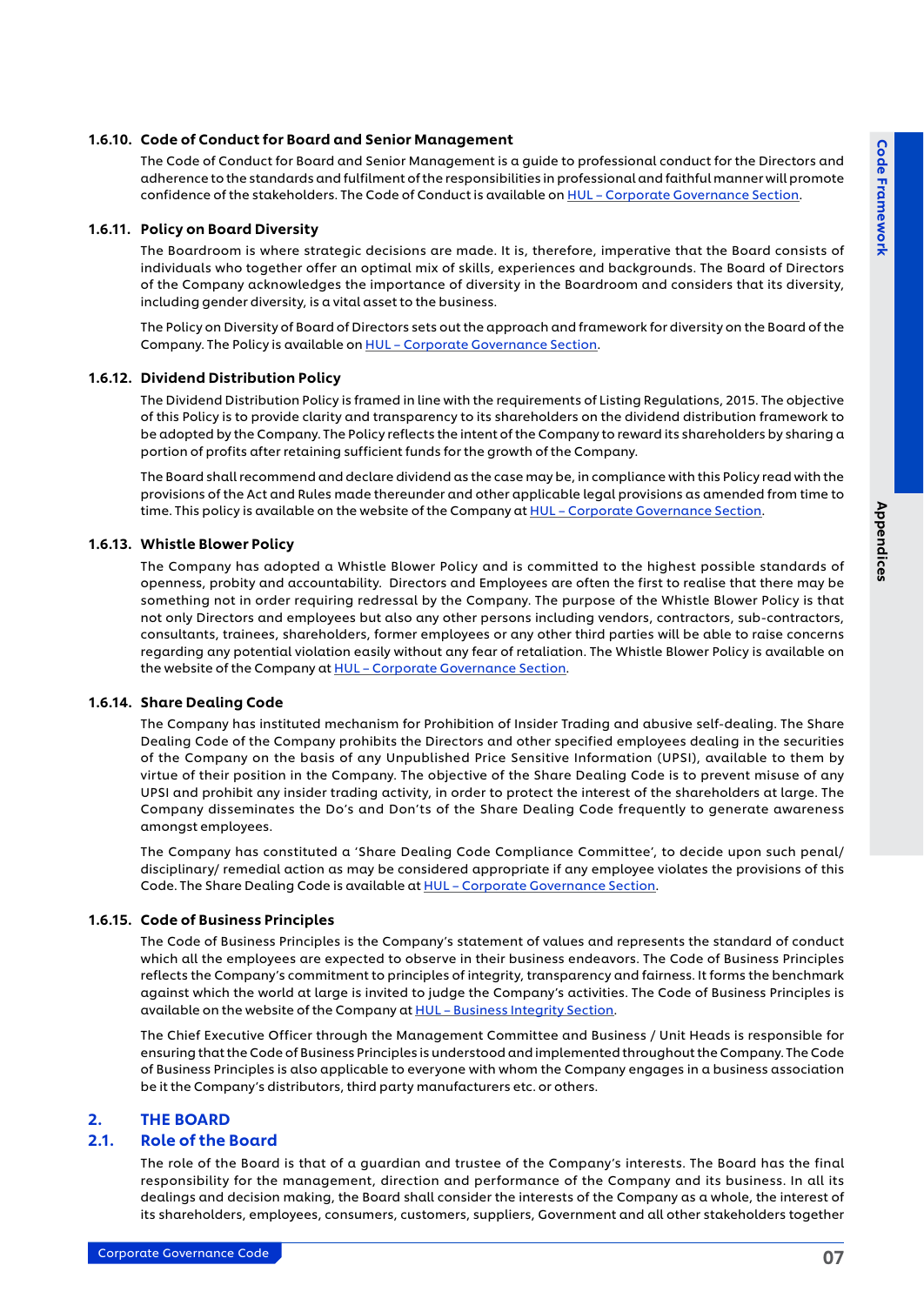### 1.6.10. Code of Conduct for Board and Senior Management

The Code of Conduct for Board and Senior Management is a guide to professional conduct for the Directors and adherence to the standards and fulfilment of the responsibilities in professional and faithful manner will promote confidence of the stakeholders. The Code of Conduct is available on HUL – Corporate Governance Section.

### 1.6.11. Policy on Board Diversity

The Boardroom is where strategic decisions are made. It is, therefore, imperative that the Board consists of individuals who together offer an optimal mix of skills, experiences and backgrounds. The Board of Directors of the Company acknowledges the importance of diversity in the Boardroom and considers that its diversity, including gender diversity, is a vital asset to the business.

The Policy on Diversity of Board of Directors sets out the approach and framework for diversity on the Board of the Company. The Policy is available on HUL – Corporate Governance Section.

### 1.6.12. Dividend Distribution Policy

The Dividend Distribution Policy is framed in line with the requirements of Listing Regulations, 2015. The objective of this Policy is to provide clarity and transparency to its shareholders on the dividend distribution framework to be adopted by the Company. The Policy reflects the intent of the Company to reward its shareholders by sharing a portion of profits after retaining sufficient funds for the growth of the Company.

The Board shall recommend and declare dividend as the case may be, in compliance with this Policy read with the provisions of the Act and Rules made thereunder and other applicable legal provisions as amended from time to time. This policy is available on the website of the Company at HUL – Corporate Governance Section.

### 1.6.13. Whistle Blower Policy

The Company has adopted a Whistle Blower Policy and is committed to the highest possible standards of openness, probity and accountability. Directors and Employees are often the first to realise that there may be something not in order requiring redressal by the Company. The purpose of the Whistle Blower Policy is that not only Directors and employees but also any other persons including vendors, contractors, sub-contractors, consultants, trainees, shareholders, former employees or any other third parties will be able to raise concerns regarding any potential violation easily without any fear of retaliation. The Whistle Blower Policy is available on the website of the Company at HUL – Corporate Governance Section.

### 1.6.14. Share Dealing Code

The Company has instituted mechanism for Prohibition of Insider Trading and abusive self-dealing. The Share Dealing Code of the Company prohibits the Directors and other specified employees dealing in the securities of the Company on the basis of any Unpublished Price Sensitive Information (UPSI), available to them by virtue of their position in the Company. The objective of the Share Dealing Code is to prevent misuse of any UPSI and prohibit any insider trading activity, in order to protect the interest of the shareholders at large. The Company disseminates the Do's and Don'ts of the Share Dealing Code frequently to generate awareness amongst employees.

The Company has constituted a 'Share Dealing Code Compliance Committee', to decide upon such penal/ disciplinary/ remedial action as may be considered appropriate if any employee violates the provisions of this Code. The Share Dealing Code is available at HUL – Corporate Governance Section.

### 1.6.15. Code of Business Principles

The Code of Business Principles is the Company's statement of values and represents the standard of conduct which all the employees are expected to observe in their business endeavors. The Code of Business Principles reflects the Company's commitment to principles of integrity, transparency and fairness. It forms the benchmark against which the world at large is invited to judge the Company's activities. The Code of Business Principles is available on the website of the Company at HUL – Business Integrity Section.

The Chief Executive Officer through the Management Committee and Business / Unit Heads is responsible for ensuring that the Code of Business Principles is understood and implemented throughout the Company. The Code of Business Principles is also applicable to everyone with whom the Company engages in a business association be it the Company's distributors, third party manufacturers etc. or others.

## 2. THE BOARD

## 2.1. Role of the Board

The role of the Board is that of a guardian and trustee of the Company's interests. The Board has the final responsibility for the management, direction and performance of the Company and its business. In all its dealings and decision making, the Board shall consider the interests of the Company as a whole, the interest of its shareholders, employees, consumers, customers, suppliers, Government and all other stakeholders together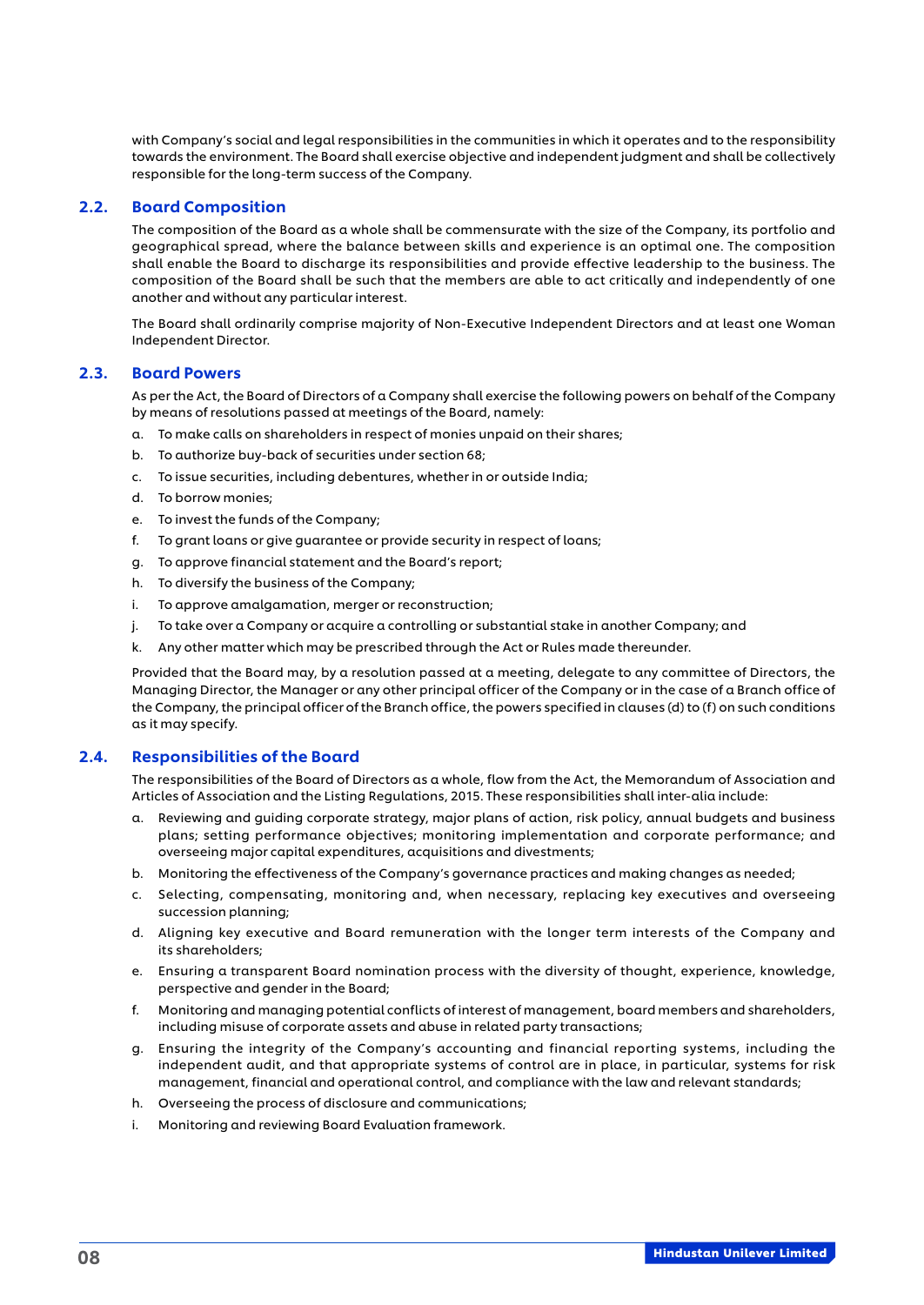with Company's social and legal responsibilities in the communities in which it operates and to the responsibility towards the environment. The Board shall exercise objective and independent judgment and shall be collectively responsible for the long-term success of the Company.

## 2.2. Board Composition

The composition of the Board as a whole shall be commensurate with the size of the Company, its portfolio and geographical spread, where the balance between skills and experience is an optimal one. The composition shall enable the Board to discharge its responsibilities and provide effective leadership to the business. The composition of the Board shall be such that the members are able to act critically and independently of one another and without any particular interest.

The Board shall ordinarily comprise majority of Non-Executive Independent Directors and at least one Woman Independent Director.

## 2.3. Board Powers

As per the Act, the Board of Directors of a Company shall exercise the following powers on behalf of the Company by means of resolutions passed at meetings of the Board, namely:

a. To make calls on shareholders in respect of monies unpaid on their shares;

b. To authorize buy-back of securities under section 68;

c. To issue securities, including debentures, whether in or outside India;

d. To borrow monies;

e. To invest the funds of the Company;

f. To grant loans or give guarantee or provide security in respect of loans;

g. To approve financial statement and the Board's report;

h. To diversify the business of the Company;

i. To approve amalgamation, merger or reconstruction;

j. To take over a Company or acquire a controlling or substantial stake in another Company; and

k. Any other matter which may be prescribed through the Act or Rules made thereunder.

Provided that the Board may, by a resolution passed at a meeting, delegate to any committee of Directors, the Managing Director, the Manager or any other principal officer of the Company or in the case of a Branch office of the Company, the principal officer of the Branch office, the powers specified in clauses (d) to (f) on such conditions as it may specify.

## 2.4. Responsibilities of the Board

The responsibilities of the Board of Directors as a whole, flow from the Act, the Memorandum of Association and Articles of Association and the Listing Regulations, 2015. These responsibilities shall inter-alia include:

a. Reviewing and guiding corporate strategy, major plans of action, risk policy, annual budgets and business plans; setting performance objectives; monitoring implementation and corporate performance; and overseeing major capital expenditures, acquisitions and divestments;

b. Monitoring the effectiveness of the Company's governance practices and making changes as needed;

c. Selecting, compensating, monitoring and, when necessary, replacing key executives and overseeing succession planning;

d. Aligning key executive and Board remuneration with the longer term interests of the Company and its shareholders;

e. Ensuring a transparent Board nomination process with the diversity of thought, experience, knowledge, perspective and gender in the Board;

f. Monitoring and managing potential conflicts of interest of management, board members and shareholders, including misuse of corporate assets and abuse in related party transactions;

g. Ensuring the integrity of the Company's accounting and financial reporting systems, including the independent audit, and that appropriate systems of control are in place, in particular, systems for risk management, financial and operational control, and compliance with the law and relevant standards;

h. Overseeing the process of disclosure and communications;

i. Monitoring and reviewing Board Evaluation framework.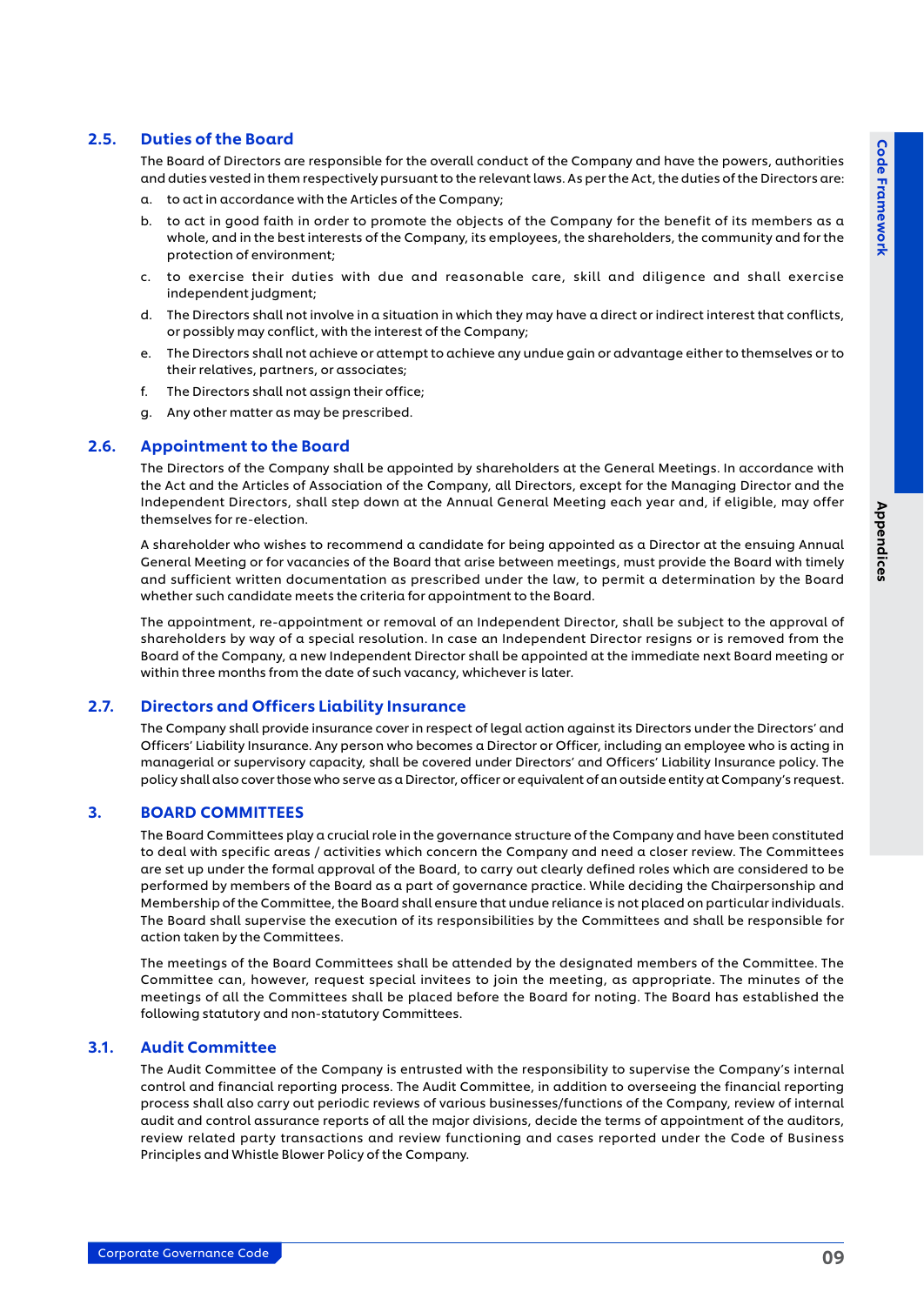## 2.5. Duties of the Board

The Board of Directors are responsible for the overall conduct of the Company and have the powers, authorities and duties vested in them respectively pursuant to the relevant laws. As per the Act, the duties of the Directors are:

a. to act in accordance with the Articles of the Company;

b. to act in good faith in order to promote the objects of the Company for the benefit of its members as a whole, and in the best interests of the Company, its employees, the shareholders, the community and for the protection of environment;

c. to exercise their duties with due and reasonable care, skill and diligence and shall exercise independent judgment;

d. The Directors shall not involve in a situation in which they may have a direct or indirect interest that conflicts, or possibly may conflict, with the interest of the Company;

e. The Directors shall not achieve or attempt to achieve any undue gain or advantage either to themselves or to their relatives, partners, or associates;

f. The Directors shall not assign their office;

g. Any other matter as may be prescribed.

## 2.6. Appointment to the Board

The Directors of the Company shall be appointed by shareholders at the General Meetings. In accordance with the Act and the Articles of Association of the Company, all Directors, except for the Managing Director and the Independent Directors, shall step down at the Annual General Meeting each year and, if eligible, may offer themselves for re-election.

A shareholder who wishes to recommend a candidate for being appointed as a Director at the ensuing Annual General Meeting or for vacancies of the Board that arise between meetings, must provide the Board with timely and sufficient written documentation as prescribed under the law, to permit a determination by the Board whether such candidate meets the criteria for appointment to the Board.

The appointment, re-appointment or removal of an Independent Director, shall be subject to the approval of shareholders by way of a special resolution. In case an Independent Director resigns or is removed from the Board of the Company, a new Independent Director shall be appointed at the immediate next Board meeting or within three months from the date of such vacancy, whichever is later.

## 2.7. Directors and Officers Liability Insurance

The Company shall provide insurance cover in respect of legal action against its Directors under the Directors' and Officers' Liability Insurance. Any person who becomes a Director or Officer, including an employee who is acting in managerial or supervisory capacity, shall be covered under Directors' and Officers' Liability Insurance policy. The policy shall also cover those who serve as a Director, officer or equivalent of an outside entity at Company's request.

# 3. BOARD COMMITTEES

The Board Committees play a crucial role in the governance structure of the Company and have been constituted to deal with specific areas / activities which concern the Company and need a closer review. The Committees are set up under the formal approval of the Board, to carry out clearly defined roles which are considered to be performed by members of the Board as a part of governance practice. While deciding the Chairpersonship and Membership of the Committee, the Board shall ensure that undue reliance is not placed on particular individuals. The Board shall supervise the execution of its responsibilities by the Committees and shall be responsible for action taken by the Committees.

The meetings of the Board Committees shall be attended by the designated members of the Committee. The Committee can, however, request special invitees to join the meeting, as appropriate. The minutes of the meetings of all the Committees shall be placed before the Board for noting. The Board has established the following statutory and non-statutory Committees.

## 3.1. Audit Committee

The Audit Committee of the Company is entrusted with the responsibility to supervise the Company's internal control and financial reporting process. The Audit Committee, in addition to overseeing the financial reporting process shall also carry out periodic reviews of various businesses/functions of the Company, review of internal audit and control assurance reports of all the major divisions, decide the terms of appointment of the auditors, review related party transactions and review functioning and cases reported under the Code of Business Principles and Whistle Blower Policy of the Company.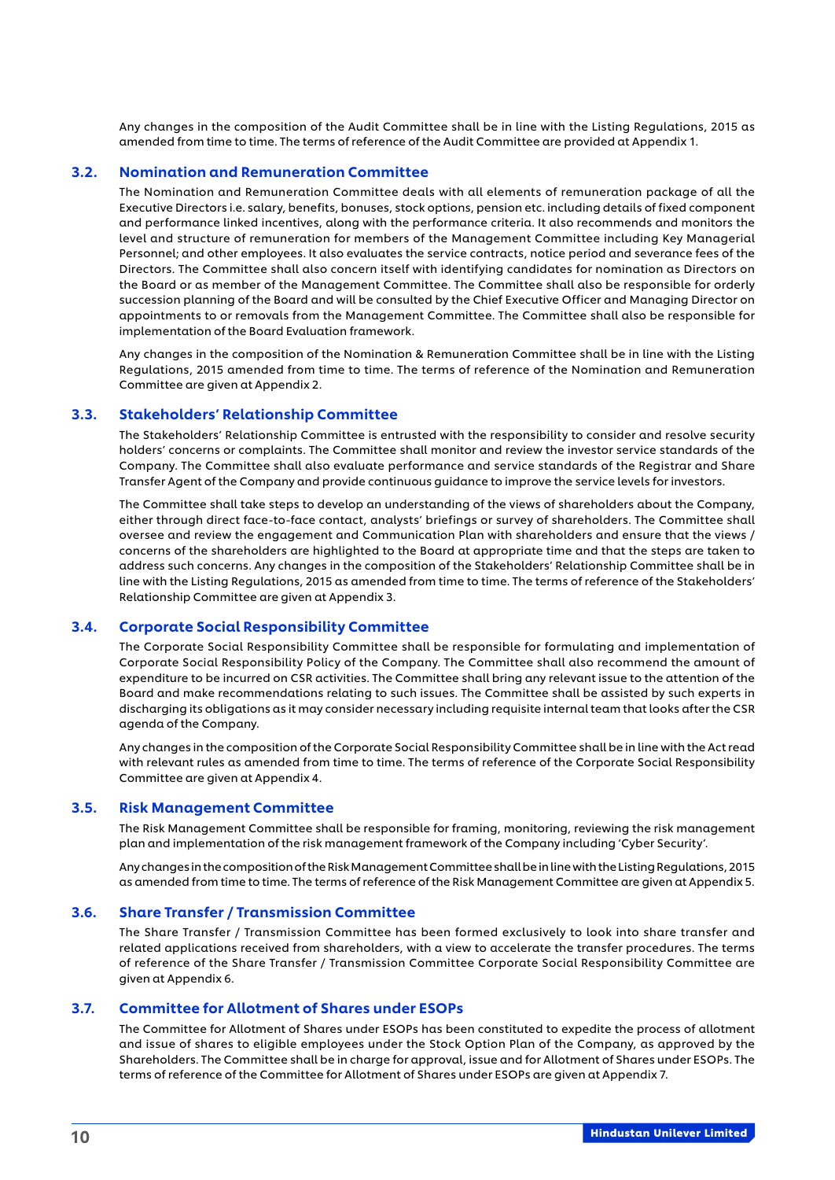Any changes in the composition of the Audit Committee shall be in line with the Listing Regulations, 2015 as amended from time to time. The terms of reference of the Audit Committee are provided at Appendix 1.

### 3.2. Nomination and Remuneration Committee

The Nomination and Remuneration Committee deals with all elements of remuneration package of all the Executive Directors i.e. salary, benefits, bonuses, stock options, pension etc. including details of fixed component and performance linked incentives, along with the performance criteria. It also recommends and monitors the level and structure of remuneration for members of the Management Committee including Key Managerial Personnel; and other employees. It also evaluates the service contracts, notice period and severance fees of the Directors. The Committee shall also concern itself with identifying candidates for nomination as Directors on the Board or as member of the Management Committee. The Committee shall also be responsible for orderly succession planning of the Board and will be consulted by the Chief Executive Officer and Managing Director on appointments to or removals from the Management Committee. The Committee shall also be responsible for implementation of the Board Evaluation framework.

Any changes in the composition of the Nomination & Remuneration Committee shall be in line with the Listing Regulations, 2015 amended from time to time. The terms of reference of the Nomination and Remuneration Committee are given at Appendix 2.

### 3.3. Stakeholders' Relationship Committee

The Stakeholders' Relationship Committee is entrusted with the responsibility to consider and resolve security holders' concerns or complaints. The Committee shall monitor and review the investor service standards of the Company. The Committee shall also evaluate performance and service standards of the Registrar and Share Transfer Agent of the Company and provide continuous guidance to improve the service levels for investors.

The Committee shall take steps to develop an understanding of the views of shareholders about the Company, either through direct face-to-face contact, analysts' briefings or survey of shareholders. The Committee shall oversee and review the engagement and Communication Plan with shareholders and ensure that the views / concerns of the shareholders are highlighted to the Board at appropriate time and that the steps are taken to address such concerns. Any changes in the composition of the Stakeholders' Relationship Committee shall be in line with the Listing Regulations, 2015 as amended from time to time. The terms of reference of the Stakeholders' Relationship Committee are given at Appendix 3.

### 3.4. Corporate Social Responsibility Committee

The Corporate Social Responsibility Committee shall be responsible for formulating and implementation of Corporate Social Responsibility Policy of the Company. The Committee shall also recommend the amount of expenditure to be incurred on CSR activities. The Committee shall bring any relevant issue to the attention of the Board and make recommendations relating to such issues. The Committee shall be assisted by such experts in discharging its obligations as it may consider necessary including requisite internal team that looks after the CSR agenda of the Company.

Any changes in the composition of the Corporate Social Responsibility Committee shall be in line with the Act read with relevant rules as amended from time to time. The terms of reference of the Corporate Social Responsibility Committee are given at Appendix 4.

### 3.5. Risk Management Committee

The Risk Management Committee shall be responsible for framing, monitoring, reviewing the risk management plan and implementation of the risk management framework of the Company including 'Cyber Security'.

Any changes in the composition of the Risk Management Committee shall be in line with the Listing Regulations, 2015 as amended from time to time. The terms of reference of the Risk Management Committee are given at Appendix 5.

### 3.6. Share Transfer / Transmission Committee

The Share Transfer / Transmission Committee has been formed exclusively to look into share transfer and related applications received from shareholders, with a view to accelerate the transfer procedures. The terms of reference of the Share Transfer / Transmission Committee Corporate Social Responsibility Committee are given at Appendix 6.

### 3.7. Committee for Allotment of Shares under ESOPs

The Committee for Allotment of Shares under ESOPs has been constituted to expedite the process of allotment and issue of shares to eligible employees under the Stock Option Plan of the Company, as approved by the Shareholders. The Committee shall be in charge for approval, issue and for Allotment of Shares under ESOPs. The terms of reference of the Committee for Allotment of Shares under ESOPs are given at Appendix 7.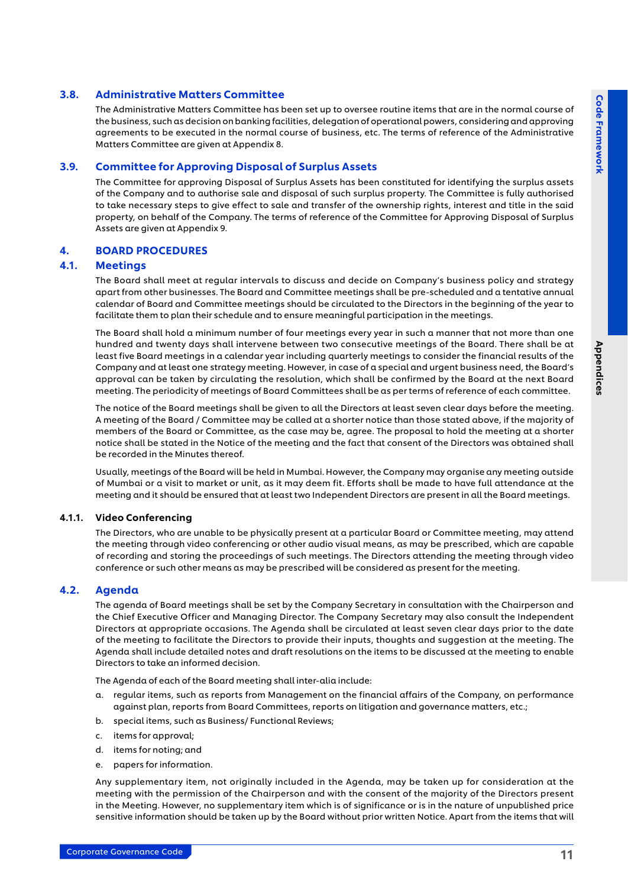### 3.8. Administrative Matters Committee

The Administrative Matters Committee has been set up to oversee routine items that are in the normal course of the business, such as decision on banking facilities, delegation of operational powers, considering and approving agreements to be executed in the normal course of business, etc. The terms of reference of the Administrative Matters Committee are given at Appendix 8.

### 3.9. Committee for Approving Disposal of Surplus Assets

The Committee for approving Disposal of Surplus Assets has been constituted for identifying the surplus assets of the Company and to authorise sale and disposal of such surplus property. The Committee is fully authorised to take necessary steps to give effect to sale and transfer of the ownership rights, interest and title in the said property, on behalf of the Company. The terms of reference of the Committee for Approving Disposal of Surplus Assets are given at Appendix 9.

## 4. BOARD PROCEDURES

### 4.1. Meetings

The Board shall meet at regular intervals to discuss and decide on Company's business policy and strategy apart from other businesses. The Board and Committee meetings shall be pre-scheduled and a tentative annual calendar of Board and Committee meetings should be circulated to the Directors in the beginning of the year to facilitate them to plan their schedule and to ensure meaningful participation in the meetings.

The Board shall hold a minimum number of four meetings every year in such a manner that not more than one hundred and twenty days shall intervene between two consecutive meetings of the Board. There shall be at least five Board meetings in a calendar year including quarterly meetings to consider the financial results of the Company and at least one strategy meeting. However, in case of a special and urgent business need, the Board's approval can be taken by circulating the resolution, which shall be confirmed by the Board at the next Board meeting. The periodicity of meetings of Board Committees shall be as per terms of reference of each committee.

The notice of the Board meetings shall be given to all the Directors at least seven clear days before the meeting. A meeting of the Board / Committee may be called at a shorter notice than those stated above, if the majority of members of the Board or Committee, as the case may be, agree. The proposal to hold the meeting at a shorter notice shall be stated in the Notice of the meeting and the fact that consent of the Directors was obtained shall be recorded in the Minutes thereof.

Usually, meetings of the Board will be held in Mumbai. However, the Company may organise any meeting outside of Mumbai or a visit to market or unit, as it may deem fit. Efforts shall be made to have full attendance at the meeting and it should be ensured that at least two Independent Directors are present in all the Board meetings.

#### 4.1.1. Video Conferencing

The Directors, who are unable to be physically present at a particular Board or Committee meeting, may attend the meeting through video conferencing or other audio visual means, as may be prescribed, which are capable of recording and storing the proceedings of such meetings. The Directors attending the meeting through video conference or such other means as may be prescribed will be considered as present for the meeting.

### 4.2. Agenda

The agenda of Board meetings shall be set by the Company Secretary in consultation with the Chairperson and the Chief Executive Officer and Managing Director. The Company Secretary may also consult the Independent Directors at appropriate occasions. The Agenda shall be circulated at least seven clear days prior to the date of the meeting to facilitate the Directors to provide their inputs, thoughts and suggestion at the meeting. The Agenda shall include detailed notes and draft resolutions on the items to be discussed at the meeting to enable Directors to take an informed decision.

The Agenda of each of the Board meeting shall inter-alia include:

a. regular items, such as reports from Management on the financial affairs of the Company, on performance against plan, reports from Board Committees, reports on litigation and governance matters, etc.;
b. special items, such as Business/ Functional Reviews;
c. items for approval;
d. items for noting; and
e. papers for information.

Any supplementary item, not originally included in the Agenda, may be taken up for consideration at the meeting with the permission of the Chairperson and with the consent of the majority of the Directors present in the Meeting. However, no supplementary item which is of significance or is in the nature of unpublished price sensitive information should be taken up by the Board without prior written Notice. Apart from the items that will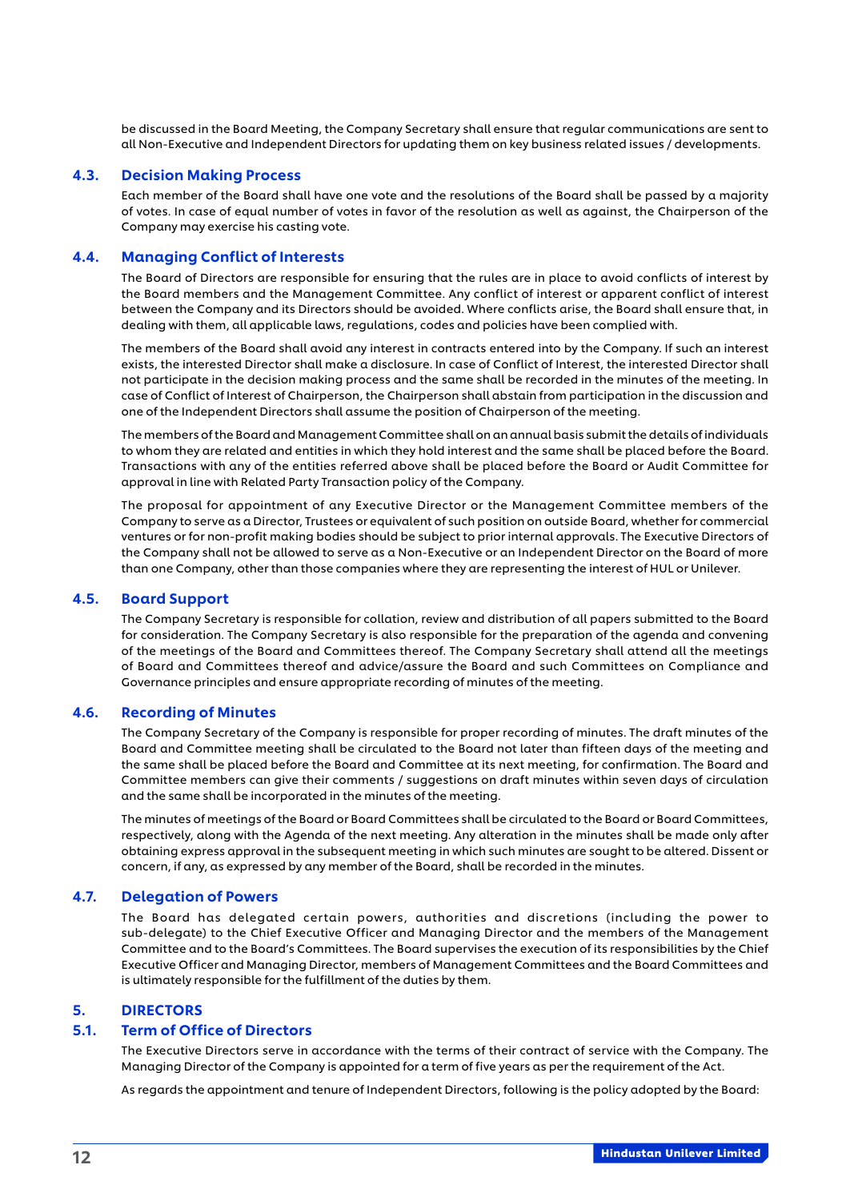be discussed in the Board Meeting, the Company Secretary shall ensure that regular communications are sent to all Non-Executive and Independent Directors for updating them on key business related issues / developments.

### 4.3. Decision Making Process

Each member of the Board shall have one vote and the resolutions of the Board shall be passed by a majority of votes. In case of equal number of votes in favor of the resolution as well as against, the Chairperson of the Company may exercise his casting vote.

### 4.4. Managing Conflict of Interests

The Board of Directors are responsible for ensuring that the rules are in place to avoid conflicts of interest by the Board members and the Management Committee. Any conflict of interest or apparent conflict of interest between the Company and its Directors should be avoided. Where conflicts arise, the Board shall ensure that, in dealing with them, all applicable laws, regulations, codes and policies have been complied with.

The members of the Board shall avoid any interest in contracts entered into by the Company. If such an interest exists, the interested Director shall make a disclosure. In case of Conflict of Interest, the interested Director shall not participate in the decision making process and the same shall be recorded in the minutes of the meeting. In case of Conflict of Interest of Chairperson, the Chairperson shall abstain from participation in the discussion and one of the Independent Directors shall assume the position of Chairperson of the meeting.

The members of the Board and Management Committee shall on an annual basis submit the details of individuals to whom they are related and entities in which they hold interest and the same shall be placed before the Board. Transactions with any of the entities referred above shall be placed before the Board or Audit Committee for approval in line with Related Party Transaction policy of the Company.

The proposal for appointment of any Executive Director or the Management Committee members of the Company to serve as a Director, Trustees or equivalent of such position on outside Board, whether for commercial ventures or for non-profit making bodies should be subject to prior internal approvals. The Executive Directors of the Company shall not be allowed to serve as a Non-Executive or an Independent Director on the Board of more than one Company, other than those companies where they are representing the interest of HUL or Unilever.

### 4.5. Board Support

The Company Secretary is responsible for collation, review and distribution of all papers submitted to the Board for consideration. The Company Secretary is also responsible for the preparation of the agenda and convening of the meetings of the Board and Committees thereof. The Company Secretary shall attend all the meetings of Board and Committees thereof and advice/assure the Board and such Committees on Compliance and Governance principles and ensure appropriate recording of minutes of the meeting.

### 4.6. Recording of Minutes

The Company Secretary of the Company is responsible for proper recording of minutes. The draft minutes of the Board and Committee meeting shall be circulated to the Board not later than fifteen days of the meeting and the same shall be placed before the Board and Committee at its next meeting, for confirmation. The Board and Committee members can give their comments / suggestions on draft minutes within seven days of circulation and the same shall be incorporated in the minutes of the meeting.

The minutes of meetings of the Board or Board Committees shall be circulated to the Board or Board Committees, respectively, along with the Agenda of the next meeting. Any alteration in the minutes shall be made only after obtaining express approval in the subsequent meeting in which such minutes are sought to be altered. Dissent or concern, if any, as expressed by any member of the Board, shall be recorded in the minutes.

### 4.7. Delegation of Powers

The Board has delegated certain powers, authorities and discretions (including the power to sub-delegate) to the Chief Executive Officer and Managing Director and the members of the Management Committee and to the Board's Committees. The Board supervises the execution of its responsibilities by the Chief Executive Officer and Managing Director, members of Management Committees and the Board Committees and is ultimately responsible for the fulfillment of the duties by them.

## 5. DIRECTORS

### 5.1. Term of Office of Directors

The Executive Directors serve in accordance with the terms of their contract of service with the Company. The Managing Director of the Company is appointed for a term of five years as per the requirement of the Act.

As regards the appointment and tenure of Independent Directors, following is the policy adopted by the Board: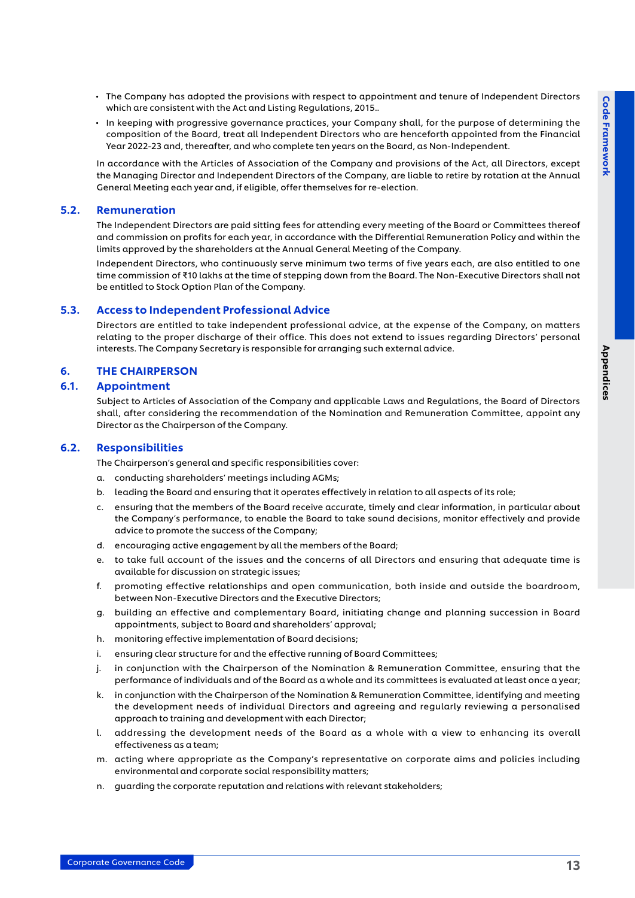- The Company has adopted the provisions with respect to appointment and tenure of Independent Directors which are consistent with the Act and Listing Regulations, 2015..
- In keeping with progressive governance practices, your Company shall, for the purpose of determining the composition of the Board, treat all Independent Directors who are henceforth appointed from the Financial Year 2022-23 and, thereafter, and who complete ten years on the Board, as Non-Independent.

In accordance with the Articles of Association of the Company and provisions of the Act, all Directors, except the Managing Director and Independent Directors of the Company, are liable to retire by rotation at the Annual General Meeting each year and, if eligible, offer themselves for re-election.

### 5.2. Remuneration

The Independent Directors are paid sitting fees for attending every meeting of the Board or Committees thereof and commission on profits for each year, in accordance with the Differential Remuneration Policy and within the limits approved by the shareholders at the Annual General Meeting of the Company.

Independent Directors, who continuously serve minimum two terms of five years each, are also entitled to one time commission of ₹10 lakhs at the time of stepping down from the Board. The Non-Executive Directors shall not be entitled to Stock Option Plan of the Company.

### 5.3. Access to Independent Professional Advice

Directors are entitled to take independent professional advice, at the expense of the Company, on matters relating to the proper discharge of their office. This does not extend to issues regarding Directors' personal interests. The Company Secretary is responsible for arranging such external advice.

## 6. THE CHAIRPERSON

### 6.1. Appointment

Subject to Articles of Association of the Company and applicable Laws and Regulations, the Board of Directors shall, after considering the recommendation of the Nomination and Remuneration Committee, appoint any Director as the Chairperson of the Company.

### 6.2. Responsibilities

The Chairperson's general and specific responsibilities cover:

a. conducting shareholders' meetings including AGMs;

b. leading the Board and ensuring that it operates effectively in relation to all aspects of its role;

c. ensuring that the members of the Board receive accurate, timely and clear information, in particular about the Company's performance, to enable the Board to take sound decisions, monitor effectively and provide advice to promote the success of the Company;

d. encouraging active engagement by all the members of the Board;

e. to take full account of the issues and the concerns of all Directors and ensuring that adequate time is available for discussion on strategic issues;

f. promoting effective relationships and open communication, both inside and outside the boardroom, between Non-Executive Directors and the Executive Directors;

g. building an effective and complementary Board, initiating change and planning succession in Board appointments, subject to Board and shareholders' approval;

h. monitoring effective implementation of Board decisions;

i. ensuring clear structure for and the effective running of Board Committees;

j. in conjunction with the Chairperson of the Nomination & Remuneration Committee, ensuring that the performance of individuals and of the Board as a whole and its committees is evaluated at least once a year;

k. in conjunction with the Chairperson of the Nomination & Remuneration Committee, identifying and meeting the development needs of individual Directors and agreeing and regularly reviewing a personalised approach to training and development with each Director;

l. addressing the development needs of the Board as a whole with a view to enhancing its overall effectiveness as a team;

m. acting where appropriate as the Company's representative on corporate aims and policies including environmental and corporate social responsibility matters;

n. guarding the corporate reputation and relations with relevant stakeholders;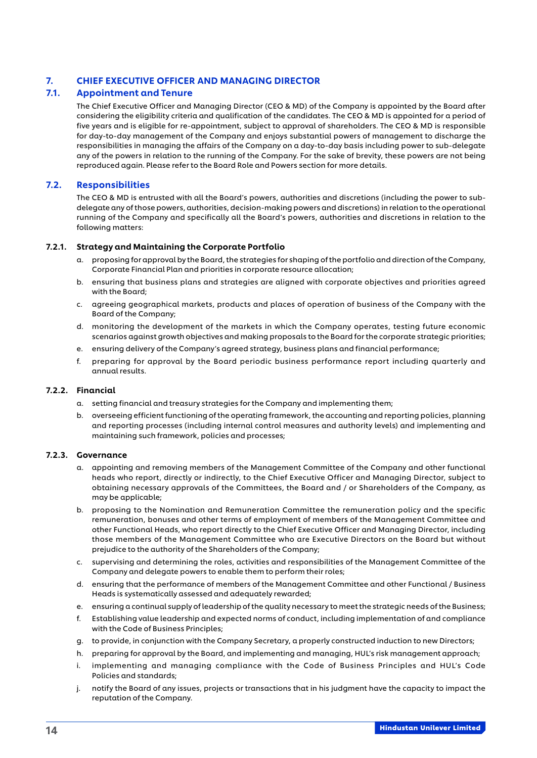## 7. CHIEF EXECUTIVE OFFICER AND MANAGING DIRECTOR

### 7.1. Appointment and Tenure

The Chief Executive Officer and Managing Director (CEO & MD) of the Company is appointed by the Board after considering the eligibility criteria and qualification of the candidates. The CEO & MD is appointed for a period of five years and is eligible for re-appointment, subject to approval of shareholders. The CEO & MD is responsible for day-to-day management of the Company and enjoys substantial powers of management to discharge the responsibilities in managing the affairs of the Company on a day-to-day basis including power to sub-delegate any of the powers in relation to the running of the Company. For the sake of brevity, these powers are not being reproduced again. Please refer to the Board Role and Powers section for more details.

### 7.2. Responsibilities

The CEO & MD is entrusted with all the Board's powers, authorities and discretions (including the power to sub-delegate any of those powers, authorities, decision-making powers and discretions) in relation to the operational running of the Company and specifically all the Board's powers, authorities and discretions in relation to the following matters:

#### 7.2.1. Strategy and Maintaining the Corporate Portfolio

a. proposing for approval by the Board, the strategies for shaping of the portfolio and direction of the Company, Corporate Financial Plan and priorities in corporate resource allocation;

b. ensuring that business plans and strategies are aligned with corporate objectives and priorities agreed with the Board;

c. agreeing geographical markets, products and places of operation of business of the Company with the Board of the Company;

d. monitoring the development of the markets in which the Company operates, testing future economic scenarios against growth objectives and making proposals to the Board for the corporate strategic priorities;

e. ensuring delivery of the Company's agreed strategy, business plans and financial performance;

f. preparing for approval by the Board periodic business performance report including quarterly and annual results.

#### 7.2.2. Financial

a. setting financial and treasury strategies for the Company and implementing them;

b. overseeing efficient functioning of the operating framework, the accounting and reporting policies, planning and reporting processes (including internal control measures and authority levels) and implementing and maintaining such framework, policies and processes;

#### 7.2.3. Governance

a. appointing and removing members of the Management Committee of the Company and other functional heads who report, directly or indirectly, to the Chief Executive Officer and Managing Director, subject to obtaining necessary approvals of the Committees, the Board and / or Shareholders of the Company, as may be applicable;

b. proposing to the Nomination and Remuneration Committee the remuneration policy and the specific remuneration, bonuses and other terms of employment of members of the Management Committee and other Functional Heads, who report directly to the Chief Executive Officer and Managing Director, including those members of the Management Committee who are Executive Directors on the Board but without prejudice to the authority of the Shareholders of the Company;

c. supervising and determining the roles, activities and responsibilities of the Management Committee of the Company and delegate powers to enable them to perform their roles;

d. ensuring that the performance of members of the Management Committee and other Functional / Business Heads is systematically assessed and adequately rewarded;

e. ensuring a continual supply of leadership of the quality necessary to meet the strategic needs of the Business;

f. Establishing value leadership and expected norms of conduct, including implementation of and compliance with the Code of Business Principles;

g. to provide, in conjunction with the Company Secretary, a properly constructed induction to new Directors;

h. preparing for approval by the Board, and implementing and managing, HUL's risk management approach;

i. implementing and managing compliance with the Code of Business Principles and HUL's Code Policies and standards;

j. notify the Board of any issues, projects or transactions that in his judgment have the capacity to impact the reputation of the Company.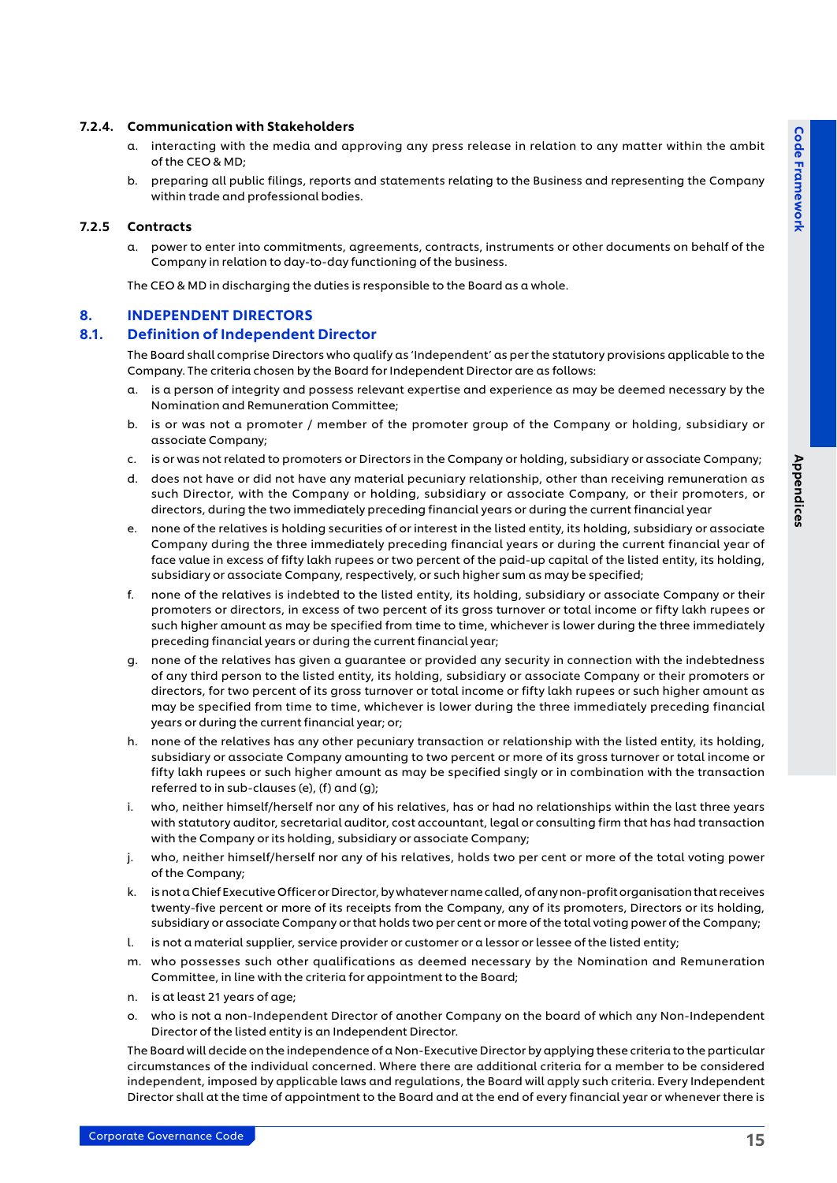#### 7.2.4. Communication with Stakeholders

a. interacting with the media and approving any press release in relation to any matter within the ambit of the CEO & MD;

b. preparing all public filings, reports and statements relating to the Business and representing the Company within trade and professional bodies.

#### 7.2.5 Contracts

a. power to enter into commitments, agreements, contracts, instruments or other documents on behalf of the Company in relation to day-to-day functioning of the business.

The CEO & MD in discharging the duties is responsible to the Board as a whole.

## 8. INDEPENDENT DIRECTORS

### 8.1. Definition of Independent Director

The Board shall comprise Directors who qualify as 'Independent' as per the statutory provisions applicable to the Company. The criteria chosen by the Board for Independent Director are as follows:

a. is a person of integrity and possess relevant expertise and experience as may be deemed necessary by the Nomination and Remuneration Committee;

b. is or was not a promoter / member of the promoter group of the Company or holding, subsidiary or associate Company;

c. is or was not related to promoters or Directors in the Company or holding, subsidiary or associate Company;

d. does not have or did not have any material pecuniary relationship, other than receiving remuneration as such Director, with the Company or holding, subsidiary or associate Company, or their promoters, or directors, during the two immediately preceding financial years or during the current financial year

e. none of the relatives is holding securities of or interest in the listed entity, its holding, subsidiary or associate Company during the three immediately preceding financial years or during the current financial year of face value in excess of fifty lakh rupees or two percent of the paid-up capital of the listed entity, its holding, subsidiary or associate Company, respectively, or such higher sum as may be specified;

f. none of the relatives is indebted to the listed entity, its holding, subsidiary or associate Company or their promoters or directors, in excess of two percent of its gross turnover or total income or fifty lakh rupees or such higher amount as may be specified from time to time, whichever is lower during the three immediately preceding financial years or during the current financial year;

g. none of the relatives has given a guarantee or provided any security in connection with the indebtedness of any third person to the listed entity, its holding, subsidiary or associate Company or their promoters or directors, for two percent of its gross turnover or total income or fifty lakh rupees or such higher amount as may be specified from time to time, whichever is lower during the three immediately preceding financial years or during the current financial year; or;

h. none of the relatives has any other pecuniary transaction or relationship with the listed entity, its holding, subsidiary or associate Company amounting to two percent or more of its gross turnover or total income or fifty lakh rupees or such higher amount as may be specified singly or in combination with the transaction referred to in sub-clauses (e), (f) and (g);

i. who, neither himself/herself nor any of his relatives, has or had no relationships within the last three years with statutory auditor, secretarial auditor, cost accountant, legal or consulting firm that has had transaction with the Company or its holding, subsidiary or associate Company;

j. who, neither himself/herself nor any of his relatives, holds two per cent or more of the total voting power of the Company;

k. is not a Chief Executive Officer or Director, by whatever name called, of any non-profit organisation that receives twenty-five percent or more of its receipts from the Company, any of its promoters, Directors or its holding, subsidiary or associate Company or that holds two per cent or more of the total voting power of the Company;

l. is not a material supplier, service provider or customer or a lessor or lessee of the listed entity;

m. who possesses such other qualifications as deemed necessary by the Nomination and Remuneration Committee, in line with the criteria for appointment to the Board;

n. is at least 21 years of age;

o. who is not a non-Independent Director of another Company on the board of which any Non-Independent Director of the listed entity is an Independent Director.

The Board will decide on the independence of a Non-Executive Director by applying these criteria to the particular circumstances of the individual concerned. Where there are additional criteria for a member to be considered independent, imposed by applicable laws and regulations, the Board will apply such criteria. Every Independent Director shall at the time of appointment to the Board and at the end of every financial year or whenever there is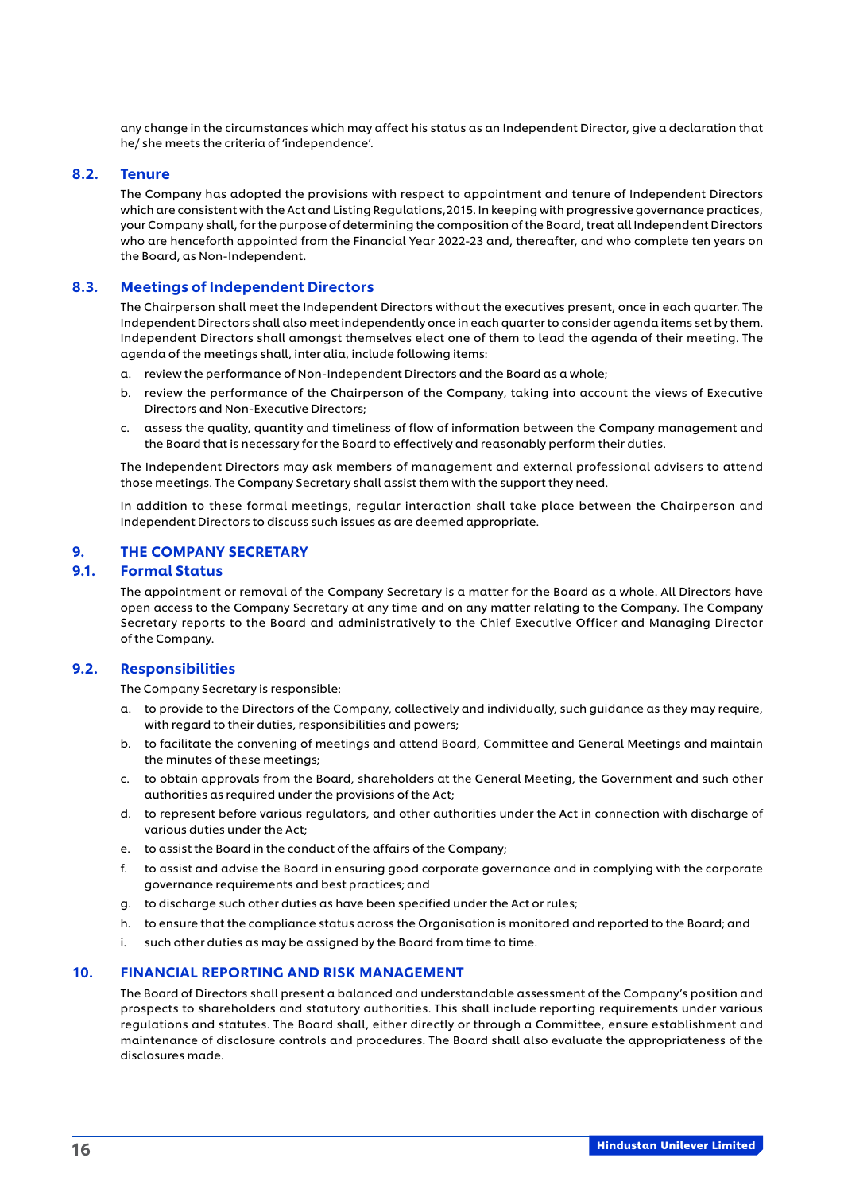any change in the circumstances which may affect his status as an Independent Director, give a declaration that he/ she meets the criteria of 'independence'.

### 8.2. Tenure

The Company has adopted the provisions with respect to appointment and tenure of Independent Directors which are consistent with the Act and Listing Regulations,2015. In keeping with progressive governance practices, your Company shall, for the purpose of determining the composition of the Board, treat all Independent Directors who are henceforth appointed from the Financial Year 2022-23 and, thereafter, and who complete ten years on the Board, as Non-Independent.

### 8.3. Meetings of Independent Directors

The Chairperson shall meet the Independent Directors without the executives present, once in each quarter. The Independent Directors shall also meet independently once in each quarter to consider agenda items set by them. Independent Directors shall amongst themselves elect one of them to lead the agenda of their meeting. The agenda of the meetings shall, inter alia, include following items:

a. review the performance of Non-Independent Directors and the Board as a whole;

b. review the performance of the Chairperson of the Company, taking into account the views of Executive Directors and Non-Executive Directors;

c. assess the quality, quantity and timeliness of flow of information between the Company management and the Board that is necessary for the Board to effectively and reasonably perform their duties.

The Independent Directors may ask members of management and external professional advisers to attend those meetings. The Company Secretary shall assist them with the support they need.

In addition to these formal meetings, regular interaction shall take place between the Chairperson and Independent Directors to discuss such issues as are deemed appropriate.

## 9. THE COMPANY SECRETARY

### 9.1. Formal Status

The appointment or removal of the Company Secretary is a matter for the Board as a whole. All Directors have open access to the Company Secretary at any time and on any matter relating to the Company. The Company Secretary reports to the Board and administratively to the Chief Executive Officer and Managing Director of the Company.

### 9.2. Responsibilities

The Company Secretary is responsible:

a. to provide to the Directors of the Company, collectively and individually, such guidance as they may require, with regard to their duties, responsibilities and powers;

b. to facilitate the convening of meetings and attend Board, Committee and General Meetings and maintain the minutes of these meetings;

c. to obtain approvals from the Board, shareholders at the General Meeting, the Government and such other authorities as required under the provisions of the Act;

d. to represent before various regulators, and other authorities under the Act in connection with discharge of various duties under the Act;

e. to assist the Board in the conduct of the affairs of the Company;

f. to assist and advise the Board in ensuring good corporate governance and in complying with the corporate governance requirements and best practices; and

g. to discharge such other duties as have been specified under the Act or rules;

h. to ensure that the compliance status across the Organisation is monitored and reported to the Board; and

i. such other duties as may be assigned by the Board from time to time.

## 10. FINANCIAL REPORTING AND RISK MANAGEMENT

The Board of Directors shall present a balanced and understandable assessment of the Company's position and prospects to shareholders and statutory authorities. This shall include reporting requirements under various regulations and statutes. The Board shall, either directly or through a Committee, ensure establishment and maintenance of disclosure controls and procedures. The Board shall also evaluate the appropriateness of the disclosures made.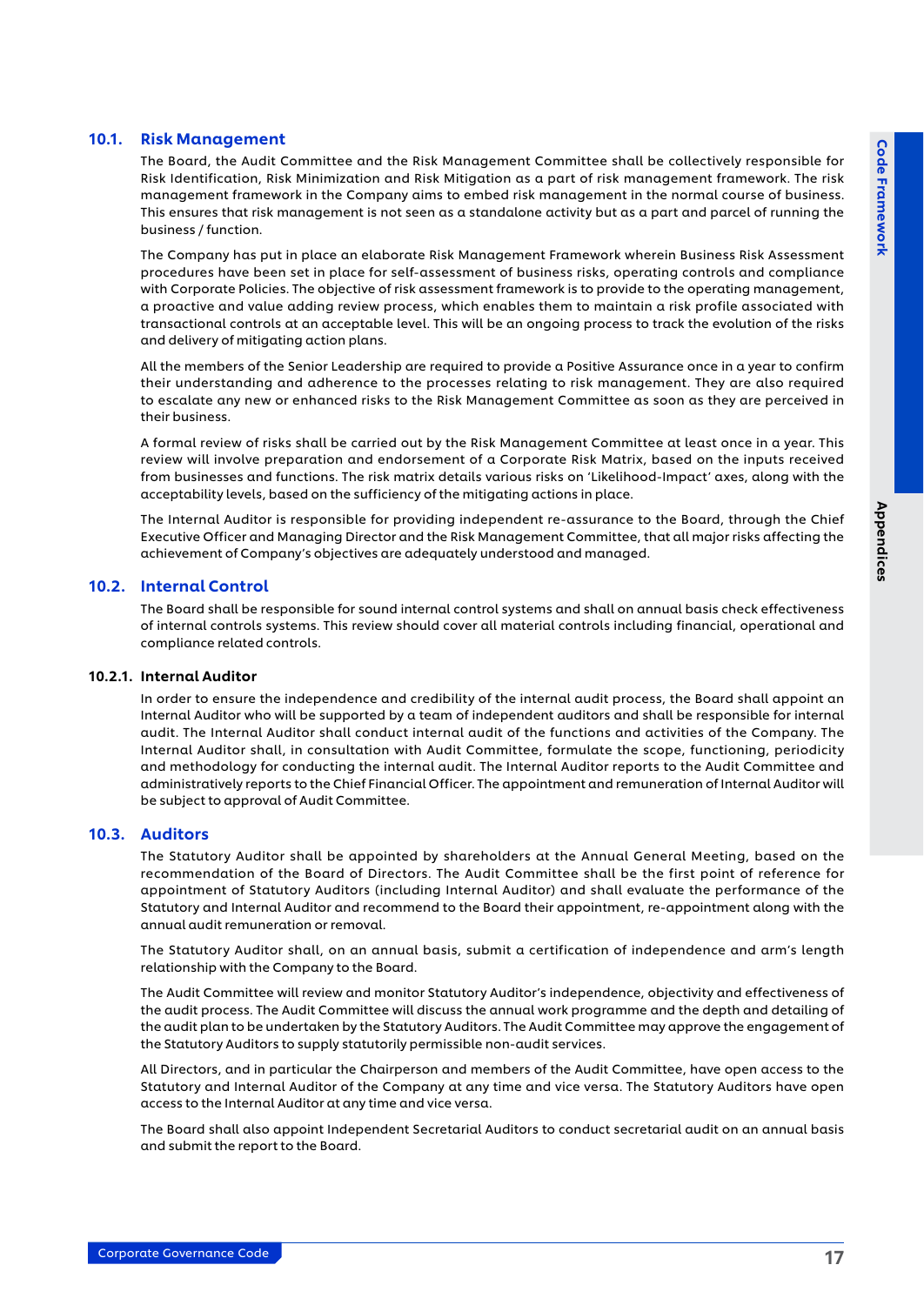## 10.1. Risk Management

The Board, the Audit Committee and the Risk Management Committee shall be collectively responsible for Risk Identification, Risk Minimization and Risk Mitigation as a part of risk management framework. The risk management framework in the Company aims to embed risk management in the normal course of business. This ensures that risk management is not seen as a standalone activity but as a part and parcel of running the business / function.

The Company has put in place an elaborate Risk Management Framework wherein Business Risk Assessment procedures have been set in place for self-assessment of business risks, operating controls and compliance with Corporate Policies. The objective of risk assessment framework is to provide to the operating management, a proactive and value adding review process, which enables them to maintain a risk profile associated with transactional controls at an acceptable level. This will be an ongoing process to track the evolution of the risks and delivery of mitigating action plans.

All the members of the Senior Leadership are required to provide a Positive Assurance once in a year to confirm their understanding and adherence to the processes relating to risk management. They are also required to escalate any new or enhanced risks to the Risk Management Committee as soon as they are perceived in their business.

A formal review of risks shall be carried out by the Risk Management Committee at least once in a year. This review will involve preparation and endorsement of a Corporate Risk Matrix, based on the inputs received from businesses and functions. The risk matrix details various risks on 'Likelihood-Impact' axes, along with the acceptability levels, based on the sufficiency of the mitigating actions in place.

The Internal Auditor is responsible for providing independent re-assurance to the Board, through the Chief Executive Officer and Managing Director and the Risk Management Committee, that all major risks affecting the achievement of Company's objectives are adequately understood and managed.

## 10.2. Internal Control

The Board shall be responsible for sound internal control systems and shall on annual basis check effectiveness of internal controls systems. This review should cover all material controls including financial, operational and compliance related controls.

### 10.2.1. Internal Auditor

In order to ensure the independence and credibility of the internal audit process, the Board shall appoint an Internal Auditor who will be supported by a team of independent auditors and shall be responsible for internal audit. The Internal Auditor shall conduct internal audit of the functions and activities of the Company. The Internal Auditor shall, in consultation with Audit Committee, formulate the scope, functioning, periodicity and methodology for conducting the internal audit. The Internal Auditor reports to the Audit Committee and administratively reports to the Chief Financial Officer. The appointment and remuneration of Internal Auditor will be subject to approval of Audit Committee.

## 10.3. Auditors

The Statutory Auditor shall be appointed by shareholders at the Annual General Meeting, based on the recommendation of the Board of Directors. The Audit Committee shall be the first point of reference for appointment of Statutory Auditors (including Internal Auditor) and shall evaluate the performance of the Statutory and Internal Auditor and recommend to the Board their appointment, re-appointment along with the annual audit remuneration or removal.

The Statutory Auditor shall, on an annual basis, submit a certification of independence and arm's length relationship with the Company to the Board.

The Audit Committee will review and monitor Statutory Auditor's independence, objectivity and effectiveness of the audit process. The Audit Committee will discuss the annual work programme and the depth and detailing of the audit plan to be undertaken by the Statutory Auditors. The Audit Committee may approve the engagement of the Statutory Auditors to supply statutorily permissible non-audit services.

All Directors, and in particular the Chairperson and members of the Audit Committee, have open access to the Statutory and Internal Auditor of the Company at any time and vice versa. The Statutory Auditors have open access to the Internal Auditor at any time and vice versa.

The Board shall also appoint Independent Secretarial Auditors to conduct secretarial audit on an annual basis and submit the report to the Board.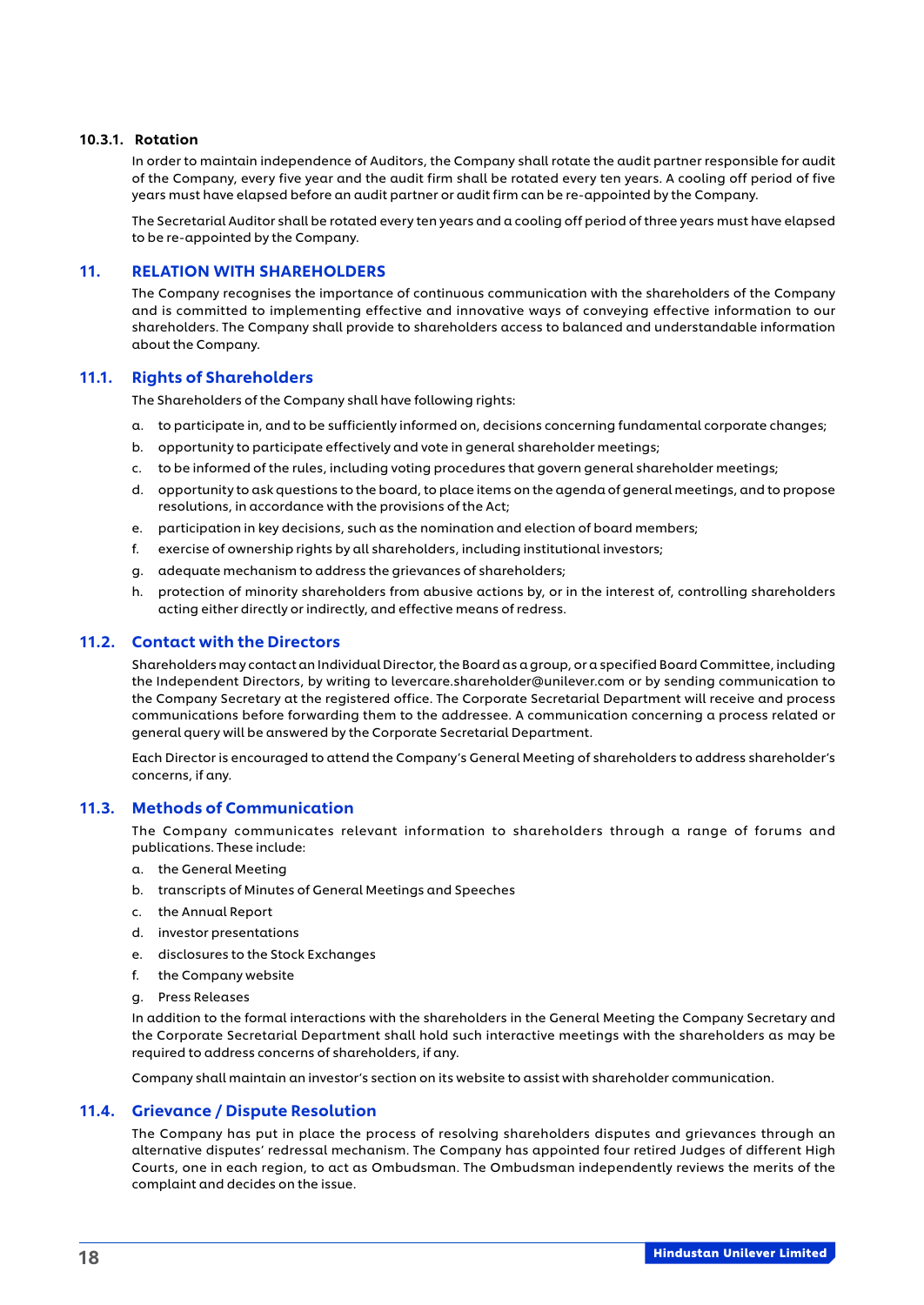#### 10.3.1. Rotation

In order to maintain independence of Auditors, the Company shall rotate the audit partner responsible for audit of the Company, every five year and the audit firm shall be rotated every ten years. A cooling off period of five years must have elapsed before an audit partner or audit firm can be re-appointed by the Company.

The Secretarial Auditor shall be rotated every ten years and a cooling off period of three years must have elapsed to be re-appointed by the Company.

## 11. RELATION WITH SHAREHOLDERS

The Company recognises the importance of continuous communication with the shareholders of the Company and is committed to implementing effective and innovative ways of conveying effective information to our shareholders. The Company shall provide to shareholders access to balanced and understandable information about the Company.

### 11.1. Rights of Shareholders

The Shareholders of the Company shall have following rights:

a. to participate in, and to be sufficiently informed on, decisions concerning fundamental corporate changes;

b. opportunity to participate effectively and vote in general shareholder meetings;

c. to be informed of the rules, including voting procedures that govern general shareholder meetings;

d. opportunity to ask questions to the board, to place items on the agenda of general meetings, and to propose resolutions, in accordance with the provisions of the Act;

e. participation in key decisions, such as the nomination and election of board members;

f. exercise of ownership rights by all shareholders, including institutional investors;

g. adequate mechanism to address the grievances of shareholders;

h. protection of minority shareholders from abusive actions by, or in the interest of, controlling shareholders acting either directly or indirectly, and effective means of redress.

### 11.2. Contact with the Directors

Shareholders may contact an Individual Director, the Board as a group, or a specified Board Committee, including the Independent Directors, by writing to levercare.shareholder@unilever.com or by sending communication to the Company Secretary at the registered office. The Corporate Secretarial Department will receive and process communications before forwarding them to the addressee. A communication concerning a process related or general query will be answered by the Corporate Secretarial Department.

Each Director is encouraged to attend the Company's General Meeting of shareholders to address shareholder's concerns, if any.

### 11.3. Methods of Communication

The Company communicates relevant information to shareholders through a range of forums and publications. These include:

a. the General Meeting

b. transcripts of Minutes of General Meetings and Speeches

c. the Annual Report

d. investor presentations

e. disclosures to the Stock Exchanges

f. the Company website

g. Press Releases

In addition to the formal interactions with the shareholders in the General Meeting the Company Secretary and the Corporate Secretarial Department shall hold such interactive meetings with the shareholders as may be required to address concerns of shareholders, if any.

Company shall maintain an investor's section on its website to assist with shareholder communication.

### 11.4. Grievance / Dispute Resolution

The Company has put in place the process of resolving shareholders disputes and grievances through an alternative disputes' redressal mechanism. The Company has appointed four retired Judges of different High Courts, one in each region, to act as Ombudsman. The Ombudsman independently reviews the merits of the complaint and decides on the issue.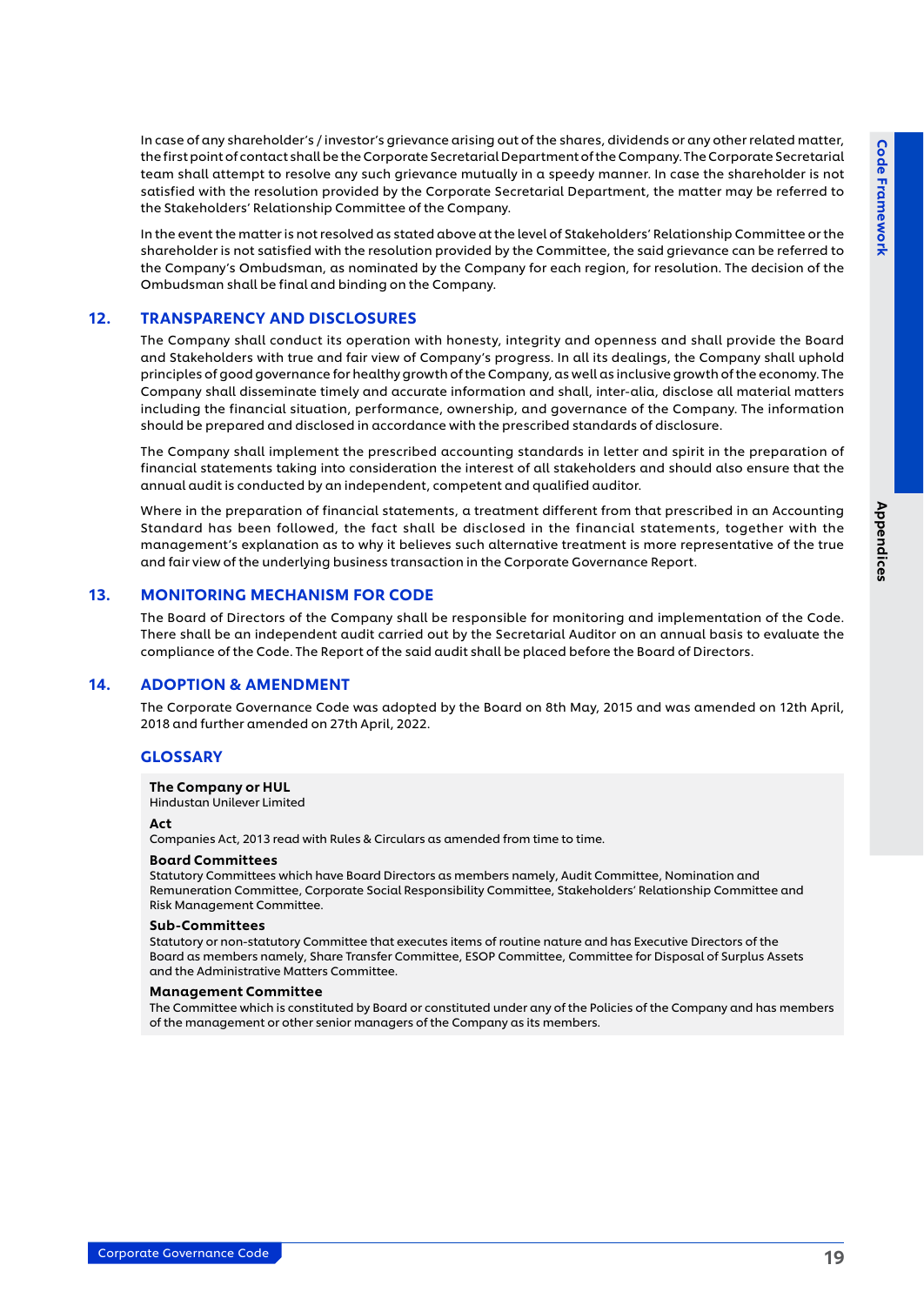In case of any shareholder's / investor's grievance arising out of the shares, dividends or any other related matter, the first point of contact shall be the Corporate Secretarial Department of the Company. The Corporate Secretarial team shall attempt to resolve any such grievance mutually in a speedy manner. In case the shareholder is not satisfied with the resolution provided by the Corporate Secretarial Department, the matter may be referred to the Stakeholders' Relationship Committee of the Company.

In the event the matter is not resolved as stated above at the level of Stakeholders' Relationship Committee or the shareholder is not satisfied with the resolution provided by the Committee, the said grievance can be referred to the Company's Ombudsman, as nominated by the Company for each region, for resolution. The decision of the Ombudsman shall be final and binding on the Company.

## 12. TRANSPARENCY AND DISCLOSURES

The Company shall conduct its operation with honesty, integrity and openness and shall provide the Board and Stakeholders with true and fair view of Company's progress. In all its dealings, the Company shall uphold principles of good governance for healthy growth of the Company, as well as inclusive growth of the economy. The Company shall disseminate timely and accurate information and shall, inter-alia, disclose all material matters including the financial situation, performance, ownership, and governance of the Company. The information should be prepared and disclosed in accordance with the prescribed standards of disclosure.

The Company shall implement the prescribed accounting standards in letter and spirit in the preparation of financial statements taking into consideration the interest of all stakeholders and should also ensure that the annual audit is conducted by an independent, competent and qualified auditor.

Where in the preparation of financial statements, a treatment different from that prescribed in an Accounting Standard has been followed, the fact shall be disclosed in the financial statements, together with the management's explanation as to why it believes such alternative treatment is more representative of the true and fair view of the underlying business transaction in the Corporate Governance Report.

## 13. MONITORING MECHANISM FOR CODE

The Board of Directors of the Company shall be responsible for monitoring and implementation of the Code. There shall be an independent audit carried out by the Secretarial Auditor on an annual basis to evaluate the compliance of the Code. The Report of the said audit shall be placed before the Board of Directors.

## 14. ADOPTION & AMENDMENT

The Corporate Governance Code was adopted by the Board on 8th May, 2015 and was amended on 12th April, 2018 and further amended on 27th April, 2022.

## GLOSSARY

**The Company or HUL**
Hindustan Unilever Limited

**Act**
Companies Act, 2013 read with Rules & Circulars as amended from time to time.

**Board Committees**
Statutory Committees which have Board Directors as members namely, Audit Committee, Nomination and Remuneration Committee, Corporate Social Responsibility Committee, Stakeholders' Relationship Committee and Risk Management Committee.

**Sub-Committees**
Statutory or non-statutory Committee that executes items of routine nature and has Executive Directors of the Board as members namely, Share Transfer Committee, ESOP Committee, Committee for Disposal of Surplus Assets and the Administrative Matters Committee.

**Management Committee**
The Committee which is constituted by Board or constituted under any of the Policies of the Company and has members of the management or other senior managers of the Company as its members.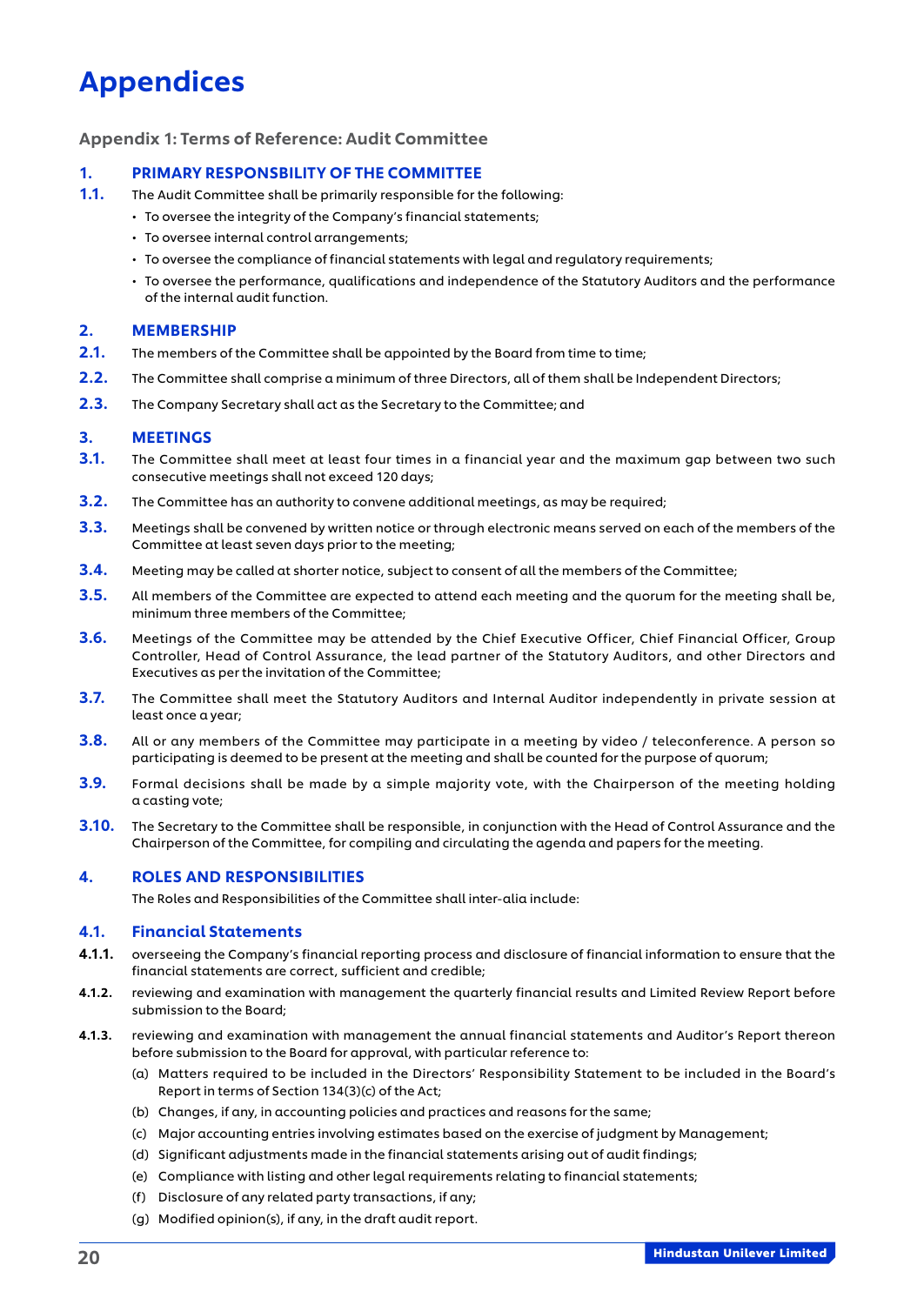# Appendices

## Appendix 1: Terms of Reference: Audit Committee

### 1. PRIMARY RESPONSBILITY OF THE COMMITTEE

**1.1.** The Audit Committee shall be primarily responsible for the following:

- To oversee the integrity of the Company's financial statements;
- To oversee internal control arrangements;
- To oversee the compliance of financial statements with legal and regulatory requirements;
- To oversee the performance, qualifications and independence of the Statutory Auditors and the performance of the internal audit function.

### 2. MEMBERSHIP

**2.1.** The members of the Committee shall be appointed by the Board from time to time;

**2.2.** The Committee shall comprise a minimum of three Directors, all of them shall be Independent Directors;

**2.3.** The Company Secretary shall act as the Secretary to the Committee; and

### 3. MEETINGS

**3.1.** The Committee shall meet at least four times in a financial year and the maximum gap between two such consecutive meetings shall not exceed 120 days;

**3.2.** The Committee has an authority to convene additional meetings, as may be required;

**3.3.** Meetings shall be convened by written notice or through electronic means served on each of the members of the Committee at least seven days prior to the meeting;

**3.4.** Meeting may be called at shorter notice, subject to consent of all the members of the Committee;

**3.5.** All members of the Committee are expected to attend each meeting and the quorum for the meeting shall be, minimum three members of the Committee;

**3.6.** Meetings of the Committee may be attended by the Chief Executive Officer, Chief Financial Officer, Group Controller, Head of Control Assurance, the lead partner of the Statutory Auditors, and other Directors and Executives as per the invitation of the Committee;

**3.7.** The Committee shall meet the Statutory Auditors and Internal Auditor independently in private session at least once a year;

**3.8.** All or any members of the Committee may participate in a meeting by video / teleconference. A person so participating is deemed to be present at the meeting and shall be counted for the purpose of quorum;

**3.9.** Formal decisions shall be made by a simple majority vote, with the Chairperson of the meeting holding a casting vote;

**3.10.** The Secretary to the Committee shall be responsible, in conjunction with the Head of Control Assurance and the Chairperson of the Committee, for compiling and circulating the agenda and papers for the meeting.

### 4. ROLES AND RESPONSIBILITIES

The Roles and Responsibilities of the Committee shall inter-alia include:

#### 4.1. Financial Statements

**4.1.1.** overseeing the Company's financial reporting process and disclosure of financial information to ensure that the financial statements are correct, sufficient and credible;

**4.1.2.** reviewing and examination with management the quarterly financial results and Limited Review Report before submission to the Board;

**4.1.3.** reviewing and examination with management the annual financial statements and Auditor's Report thereon before submission to the Board for approval, with particular reference to:

(a) Matters required to be included in the Directors' Responsibility Statement to be included in the Board's Report in terms of Section 134(3)(c) of the Act;

(b) Changes, if any, in accounting policies and practices and reasons for the same;

(c) Major accounting entries involving estimates based on the exercise of judgment by Management;

(d) Significant adjustments made in the financial statements arising out of audit findings;

(e) Compliance with listing and other legal requirements relating to financial statements;

(f) Disclosure of any related party transactions, if any;

(g) Modified opinion(s), if any, in the draft audit report.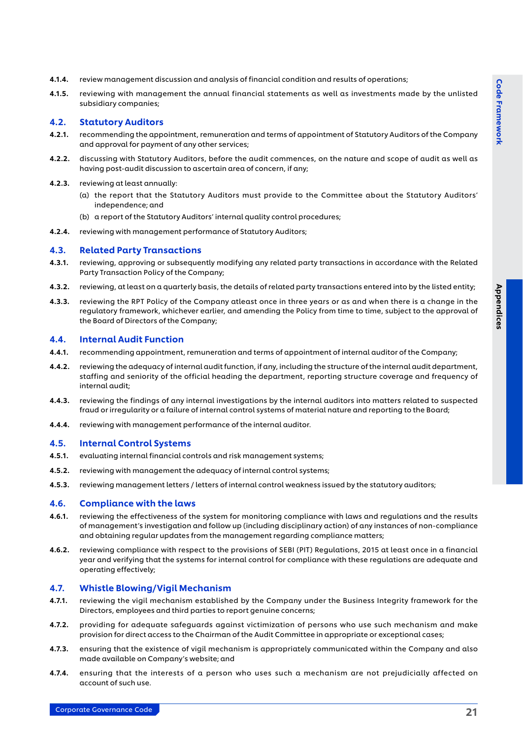4.1.4. review management discussion and analysis of financial condition and results of operations;

4.1.5. reviewing with management the annual financial statements as well as investments made by the unlisted subsidiary companies;

## 4.2. Statutory Auditors

4.2.1. recommending the appointment, remuneration and terms of appointment of Statutory Auditors of the Company and approval for payment of any other services;

4.2.2. discussing with Statutory Auditors, before the audit commences, on the nature and scope of audit as well as having post-audit discussion to ascertain area of concern, if any;

4.2.3. reviewing at least annually:

(a) the report that the Statutory Auditors must provide to the Committee about the Statutory Auditors' independence; and

(b) a report of the Statutory Auditors' internal quality control procedures;

4.2.4. reviewing with management performance of Statutory Auditors;

## 4.3. Related Party Transactions

4.3.1. reviewing, approving or subsequently modifying any related party transactions in accordance with the Related Party Transaction Policy of the Company;

4.3.2. reviewing, at least on a quarterly basis, the details of related party transactions entered into by the listed entity;

4.3.3. reviewing the RPT Policy of the Company atleast once in three years or as and when there is a change in the regulatory framework, whichever earlier, and amending the Policy from time to time, subject to the approval of the Board of Directors of the Company;

## 4.4. Internal Audit Function

4.4.1. recommending appointment, remuneration and terms of appointment of internal auditor of the Company;

4.4.2. reviewing the adequacy of internal audit function, if any, including the structure of the internal audit department, staffing and seniority of the official heading the department, reporting structure coverage and frequency of internal audit;

4.4.3. reviewing the findings of any internal investigations by the internal auditors into matters related to suspected fraud or irregularity or a failure of internal control systems of material nature and reporting to the Board;

4.4.4. reviewing with management performance of the internal auditor.

## 4.5. Internal Control Systems

4.5.1. evaluating internal financial controls and risk management systems;

4.5.2. reviewing with management the adequacy of internal control systems;

4.5.3. reviewing management letters / letters of internal control weakness issued by the statutory auditors;

## 4.6. Compliance with the laws

4.6.1. reviewing the effectiveness of the system for monitoring compliance with laws and regulations and the results of management's investigation and follow up (including disciplinary action) of any instances of non-compliance and obtaining regular updates from the management regarding compliance matters;

4.6.2. reviewing compliance with respect to the provisions of SEBI (PIT) Regulations, 2015 at least once in a financial year and verifying that the systems for internal control for compliance with these regulations are adequate and operating effectively;

## 4.7. Whistle Blowing/Vigil Mechanism

4.7.1. reviewing the vigil mechanism established by the Company under the Business Integrity framework for the Directors, employees and third parties to report genuine concerns;

4.7.2. providing for adequate safeguards against victimization of persons who use such mechanism and make provision for direct access to the Chairman of the Audit Committee in appropriate or exceptional cases;

4.7.3. ensuring that the existence of vigil mechanism is appropriately communicated within the Company and also made available on Company's website; and

4.7.4. ensuring that the interests of a person who uses such a mechanism are not prejudicially affected on account of such use.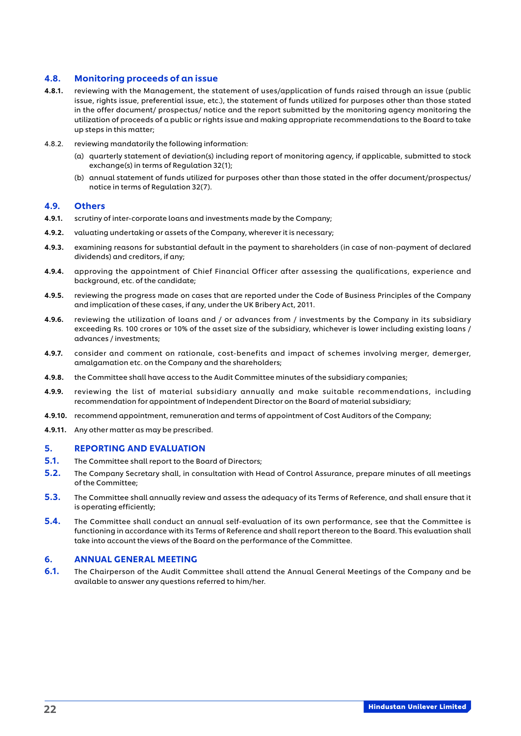### 4.8. Monitoring proceeds of an issue

**4.8.1.** reviewing with the Management, the statement of uses/application of funds raised through an issue (public issue, rights issue, preferential issue, etc.), the statement of funds utilized for purposes other than those stated in the offer document/ prospectus/ notice and the report submitted by the monitoring agency monitoring the utilization of proceeds of a public or rights issue and making appropriate recommendations to the Board to take up steps in this matter;

4.8.2. reviewing mandatorily the following information:

(a) quarterly statement of deviation(s) including report of monitoring agency, if applicable, submitted to stock exchange(s) in terms of Regulation 32(1);

(b) annual statement of funds utilized for purposes other than those stated in the offer document/prospectus/ notice in terms of Regulation 32(7).

### 4.9. Others

**4.9.1.** scrutiny of inter-corporate loans and investments made by the Company;

**4.9.2.** valuating undertaking or assets of the Company, wherever it is necessary;

**4.9.3.** examining reasons for substantial default in the payment to shareholders (in case of non-payment of declared dividends) and creditors, if any;

**4.9.4.** approving the appointment of Chief Financial Officer after assessing the qualifications, experience and background, etc. of the candidate;

**4.9.5.** reviewing the progress made on cases that are reported under the Code of Business Principles of the Company and implication of these cases, if any, under the UK Bribery Act, 2011.

**4.9.6.** reviewing the utilization of loans and / or advances from / investments by the Company in its subsidiary exceeding Rs. 100 crores or 10% of the asset size of the subsidiary, whichever is lower including existing loans / advances / investments;

**4.9.7.** consider and comment on rationale, cost-benefits and impact of schemes involving merger, demerger, amalgamation etc. on the Company and the shareholders;

**4.9.8.** the Committee shall have access to the Audit Committee minutes of the subsidiary companies;

**4.9.9.** reviewing the list of material subsidiary annually and make suitable recommendations, including recommendation for appointment of Independent Director on the Board of material subsidiary;

**4.9.10.** recommend appointment, remuneration and terms of appointment of Cost Auditors of the Company;

**4.9.11.** Any other matter as may be prescribed.

## 5. REPORTING AND EVALUATION

**5.1.** The Committee shall report to the Board of Directors;

**5.2.** The Company Secretary shall, in consultation with Head of Control Assurance, prepare minutes of all meetings of the Committee;

**5.3.** The Committee shall annually review and assess the adequacy of its Terms of Reference, and shall ensure that it is operating efficiently;

**5.4.** The Committee shall conduct an annual self-evaluation of its own performance, see that the Committee is functioning in accordance with its Terms of Reference and shall report thereon to the Board. This evaluation shall take into account the views of the Board on the performance of the Committee.

## 6. ANNUAL GENERAL MEETING

**6.1.** The Chairperson of the Audit Committee shall attend the Annual General Meetings of the Company and be available to answer any questions referred to him/her.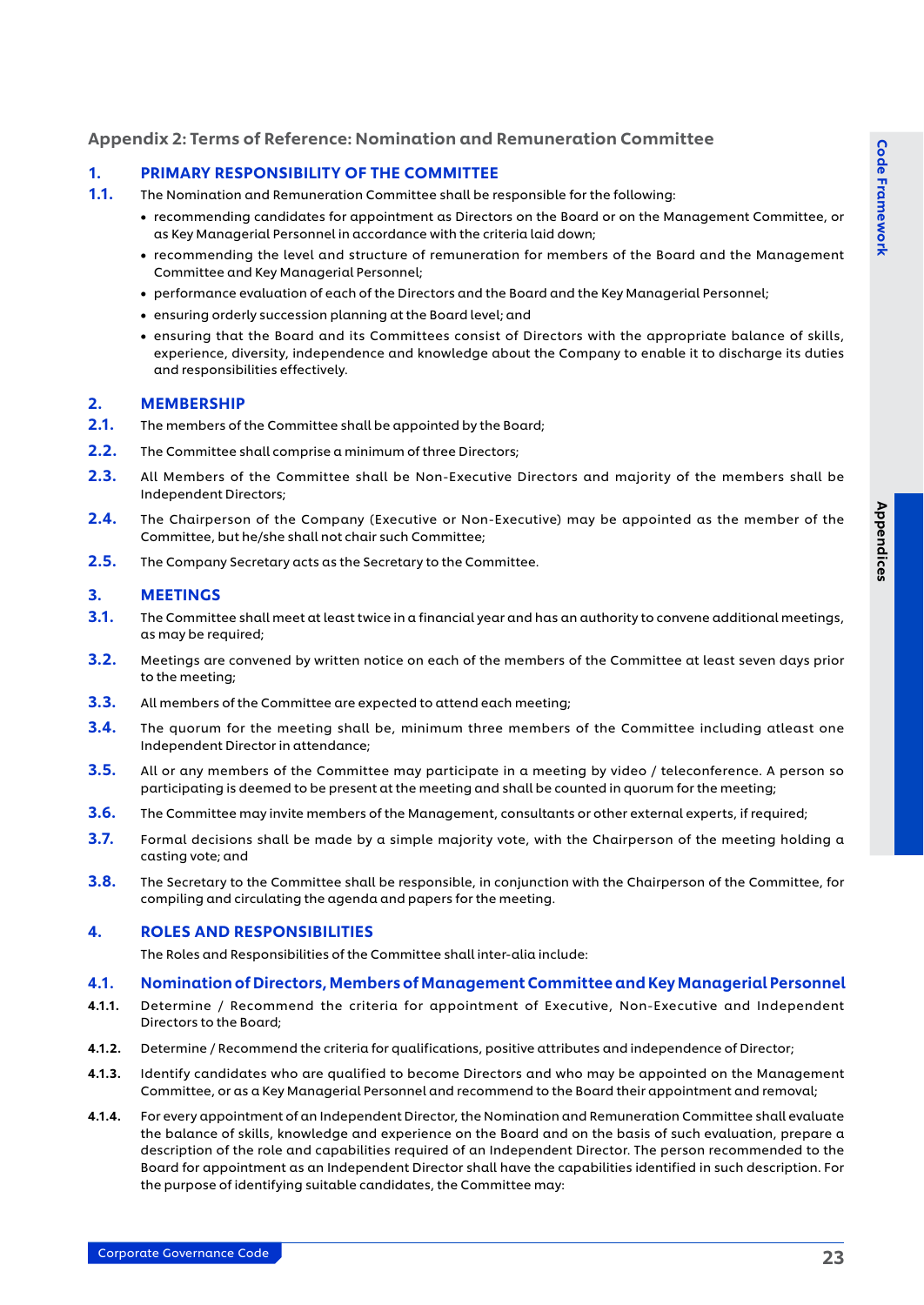## Appendix 2: Terms of Reference: Nomination and Remuneration Committee

### 1. PRIMARY RESPONSIBILITY OF THE COMMITTEE

**1.1.** The Nomination and Remuneration Committee shall be responsible for the following:

- recommending candidates for appointment as Directors on the Board or on the Management Committee, or as Key Managerial Personnel in accordance with the criteria laid down;
- recommending the level and structure of remuneration for members of the Board and the Management Committee and Key Managerial Personnel;
- performance evaluation of each of the Directors and the Board and the Key Managerial Personnel;
- ensuring orderly succession planning at the Board level; and
- ensuring that the Board and its Committees consist of Directors with the appropriate balance of skills, experience, diversity, independence and knowledge about the Company to enable it to discharge its duties and responsibilities effectively.

### 2. MEMBERSHIP

**2.1.** The members of the Committee shall be appointed by the Board;

**2.2.** The Committee shall comprise a minimum of three Directors;

**2.3.** All Members of the Committee shall be Non-Executive Directors and majority of the members shall be Independent Directors;

**2.4.** The Chairperson of the Company (Executive or Non-Executive) may be appointed as the member of the Committee, but he/she shall not chair such Committee;

**2.5.** The Company Secretary acts as the Secretary to the Committee.

### 3. MEETINGS

**3.1.** The Committee shall meet at least twice in a financial year and has an authority to convene additional meetings, as may be required;

**3.2.** Meetings are convened by written notice on each of the members of the Committee at least seven days prior to the meeting;

**3.3.** All members of the Committee are expected to attend each meeting;

**3.4.** The quorum for the meeting shall be, minimum three members of the Committee including atleast one Independent Director in attendance;

**3.5.** All or any members of the Committee may participate in a meeting by video / teleconference. A person so participating is deemed to be present at the meeting and shall be counted in quorum for the meeting;

**3.6.** The Committee may invite members of the Management, consultants or other external experts, if required;

**3.7.** Formal decisions shall be made by a simple majority vote, with the Chairperson of the meeting holding a casting vote; and

**3.8.** The Secretary to the Committee shall be responsible, in conjunction with the Chairperson of the Committee, for compiling and circulating the agenda and papers for the meeting.

### 4. ROLES AND RESPONSIBILITIES

The Roles and Responsibilities of the Committee shall inter-alia include:

#### 4.1. Nomination of Directors, Members of Management Committee and Key Managerial Personnel

**4.1.1.** Determine / Recommend the criteria for appointment of Executive, Non-Executive and Independent Directors to the Board;

**4.1.2.** Determine / Recommend the criteria for qualifications, positive attributes and independence of Director;

**4.1.3.** Identify candidates who are qualified to become Directors and who may be appointed on the Management Committee, or as a Key Managerial Personnel and recommend to the Board their appointment and removal;

**4.1.4.** For every appointment of an Independent Director, the Nomination and Remuneration Committee shall evaluate the balance of skills, knowledge and experience on the Board and on the basis of such evaluation, prepare a description of the role and capabilities required of an Independent Director. The person recommended to the Board for appointment as an Independent Director shall have the capabilities identified in such description. For the purpose of identifying suitable candidates, the Committee may: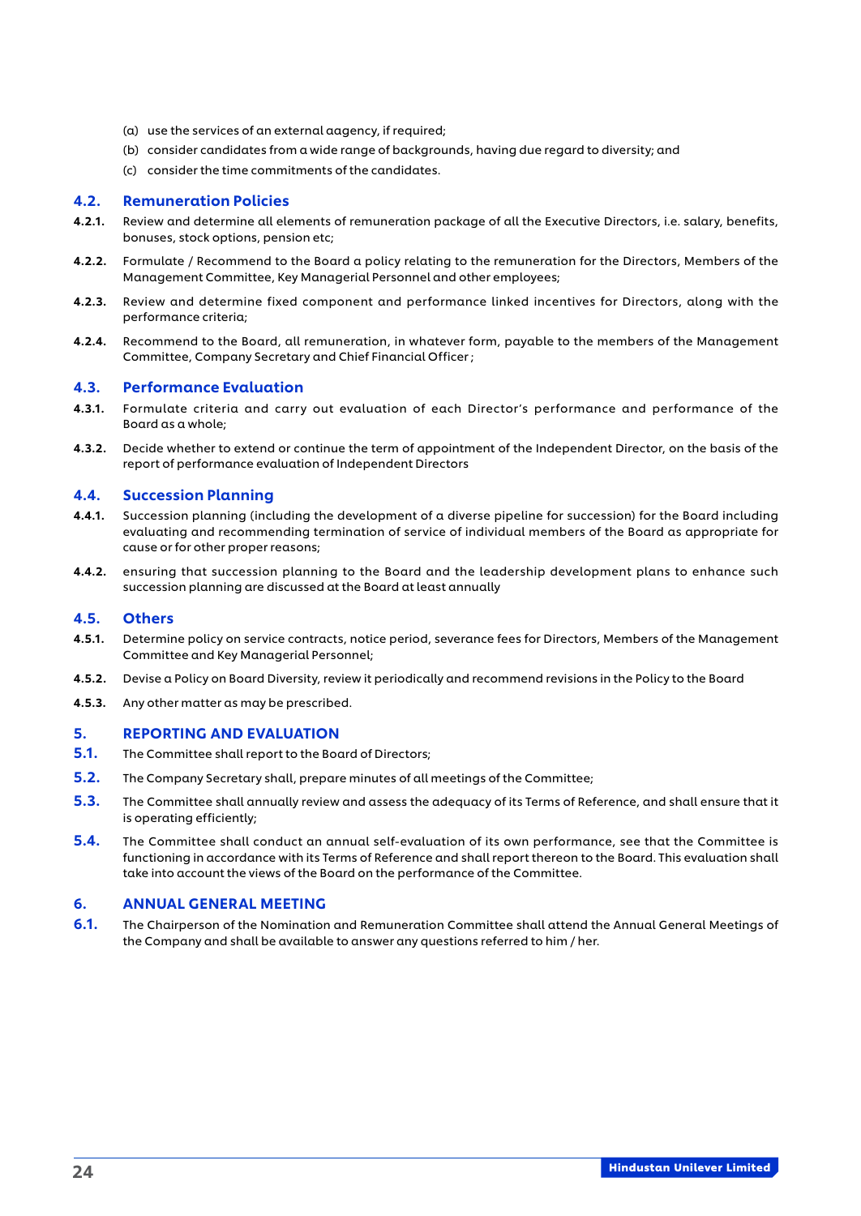(a) use the services of an external aagency, if required;

(b) consider candidates from a wide range of backgrounds, having due regard to diversity; and

(c) consider the time commitments of the candidates.

### 4.2. Remuneration Policies

**4.2.1.** Review and determine all elements of remuneration package of all the Executive Directors, i.e. salary, benefits, bonuses, stock options, pension etc;

**4.2.2.** Formulate / Recommend to the Board a policy relating to the remuneration for the Directors, Members of the Management Committee, Key Managerial Personnel and other employees;

**4.2.3.** Review and determine fixed component and performance linked incentives for Directors, along with the performance criteria;

**4.2.4.** Recommend to the Board, all remuneration, in whatever form, payable to the members of the Management Committee, Company Secretary and Chief Financial Officer ;

### 4.3. Performance Evaluation

**4.3.1.** Formulate criteria and carry out evaluation of each Director's performance and performance of the Board as a whole;

**4.3.2.** Decide whether to extend or continue the term of appointment of the Independent Director, on the basis of the report of performance evaluation of Independent Directors

### 4.4. Succession Planning

**4.4.1.** Succession planning (including the development of a diverse pipeline for succession) for the Board including evaluating and recommending termination of service of individual members of the Board as appropriate for cause or for other proper reasons;

**4.4.2.** ensuring that succession planning to the Board and the leadership development plans to enhance such succession planning are discussed at the Board at least annually

### 4.5. Others

**4.5.1.** Determine policy on service contracts, notice period, severance fees for Directors, Members of the Management Committee and Key Managerial Personnel;

**4.5.2.** Devise a Policy on Board Diversity, review it periodically and recommend revisions in the Policy to the Board

**4.5.3.** Any other matter as may be prescribed.

## 5. REPORTING AND EVALUATION

**5.1.** The Committee shall report to the Board of Directors;

**5.2.** The Company Secretary shall, prepare minutes of all meetings of the Committee;

**5.3.** The Committee shall annually review and assess the adequacy of its Terms of Reference, and shall ensure that it is operating efficiently;

**5.4.** The Committee shall conduct an annual self-evaluation of its own performance, see that the Committee is functioning in accordance with its Terms of Reference and shall report thereon to the Board. This evaluation shall take into account the views of the Board on the performance of the Committee.

## 6. ANNUAL GENERAL MEETING

**6.1.** The Chairperson of the Nomination and Remuneration Committee shall attend the Annual General Meetings of the Company and shall be available to answer any questions referred to him / her.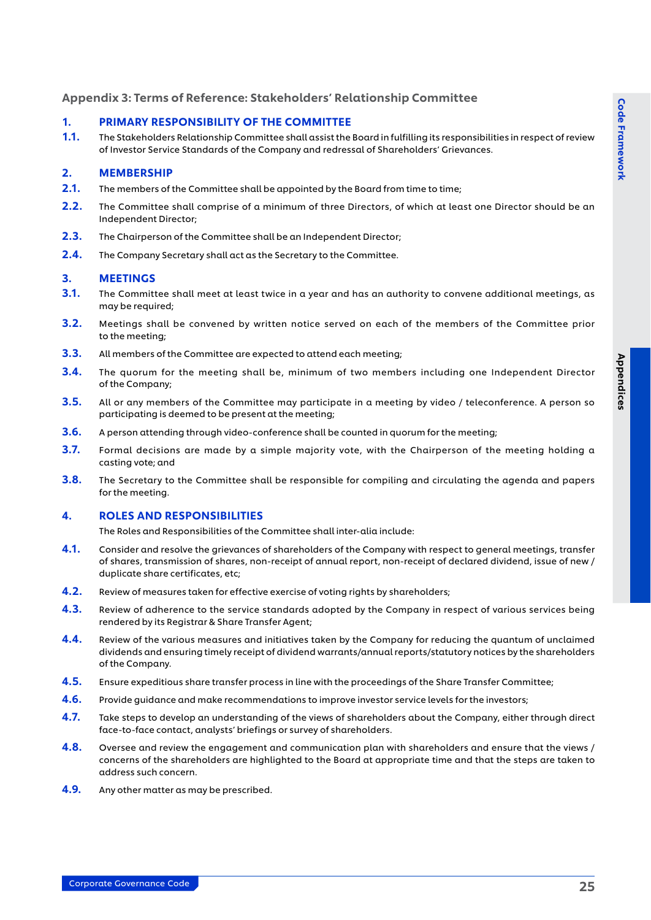## Appendix 3: Terms of Reference: Stakeholders' Relationship Committee

### 1. PRIMARY RESPONSIBILITY OF THE COMMITTEE

**1.1.** The Stakeholders Relationship Committee shall assist the Board in fulfilling its responsibilities in respect of review of Investor Service Standards of the Company and redressal of Shareholders' Grievances.

### 2. MEMBERSHIP

**2.1.** The members of the Committee shall be appointed by the Board from time to time;

**2.2.** The Committee shall comprise of a minimum of three Directors, of which at least one Director should be an Independent Director;

**2.3.** The Chairperson of the Committee shall be an Independent Director;

**2.4.** The Company Secretary shall act as the Secretary to the Committee.

### 3. MEETINGS

**3.1.** The Committee shall meet at least twice in a year and has an authority to convene additional meetings, as may be required;

**3.2.** Meetings shall be convened by written notice served on each of the members of the Committee prior to the meeting;

**3.3.** All members of the Committee are expected to attend each meeting;

**3.4.** The quorum for the meeting shall be, minimum of two members including one Independent Director of the Company;

**3.5.** All or any members of the Committee may participate in a meeting by video / teleconference. A person so participating is deemed to be present at the meeting;

**3.6.** A person attending through video-conference shall be counted in quorum for the meeting;

**3.7.** Formal decisions are made by a simple majority vote, with the Chairperson of the meeting holding a casting vote; and

**3.8.** The Secretary to the Committee shall be responsible for compiling and circulating the agenda and papers for the meeting.

### 4. ROLES AND RESPONSIBILITIES

The Roles and Responsibilities of the Committee shall inter-alia include:

**4.1.** Consider and resolve the grievances of shareholders of the Company with respect to general meetings, transfer of shares, transmission of shares, non-receipt of annual report, non-receipt of declared dividend, issue of new / duplicate share certificates, etc;

**4.2.** Review of measures taken for effective exercise of voting rights by shareholders;

**4.3.** Review of adherence to the service standards adopted by the Company in respect of various services being rendered by its Registrar & Share Transfer Agent;

**4.4.** Review of the various measures and initiatives taken by the Company for reducing the quantum of unclaimed dividends and ensuring timely receipt of dividend warrants/annual reports/statutory notices by the shareholders of the Company.

**4.5.** Ensure expeditious share transfer process in line with the proceedings of the Share Transfer Committee;

**4.6.** Provide guidance and make recommendations to improve investor service levels for the investors;

**4.7.** Take steps to develop an understanding of the views of shareholders about the Company, either through direct face-to-face contact, analysts' briefings or survey of shareholders.

**4.8.** Oversee and review the engagement and communication plan with shareholders and ensure that the views / concerns of the shareholders are highlighted to the Board at appropriate time and that the steps are taken to address such concern.

**4.9.** Any other matter as may be prescribed.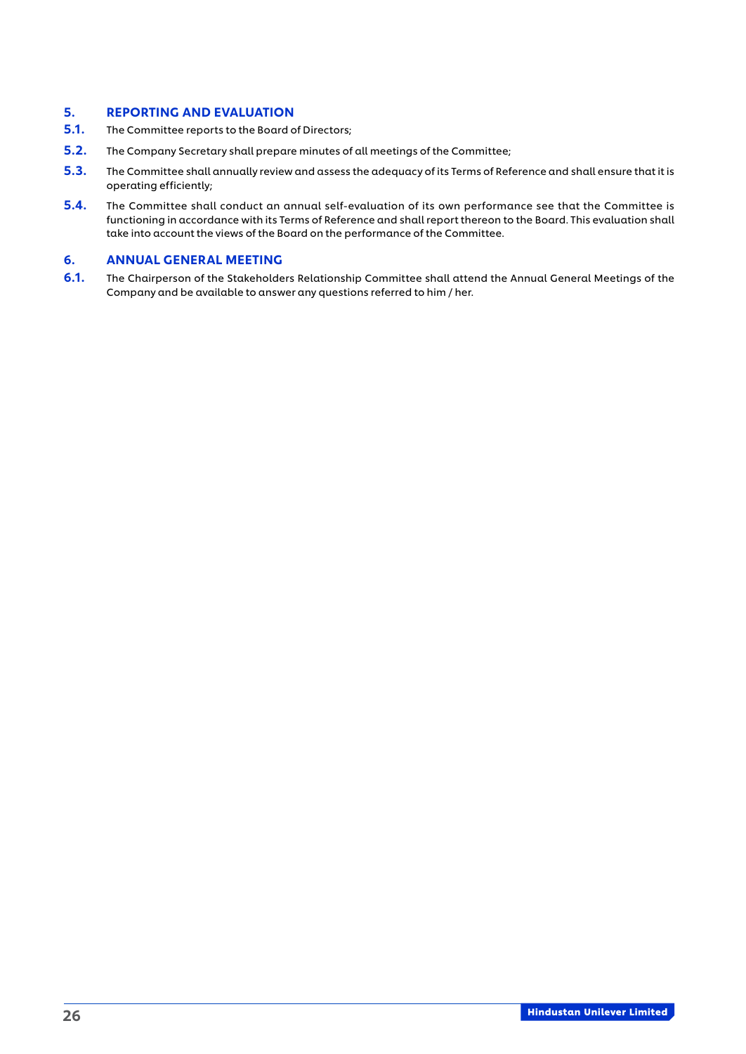## 5. REPORTING AND EVALUATION

**5.1.** The Committee reports to the Board of Directors;

**5.2.** The Company Secretary shall prepare minutes of all meetings of the Committee;

**5.3.** The Committee shall annually review and assess the adequacy of its Terms of Reference and shall ensure that it is operating efficiently;

**5.4.** The Committee shall conduct an annual self-evaluation of its own performance see that the Committee is functioning in accordance with its Terms of Reference and shall report thereon to the Board. This evaluation shall take into account the views of the Board on the performance of the Committee.

## 6. ANNUAL GENERAL MEETING

**6.1.** The Chairperson of the Stakeholders Relationship Committee shall attend the Annual General Meetings of the Company and be available to answer any questions referred to him / her.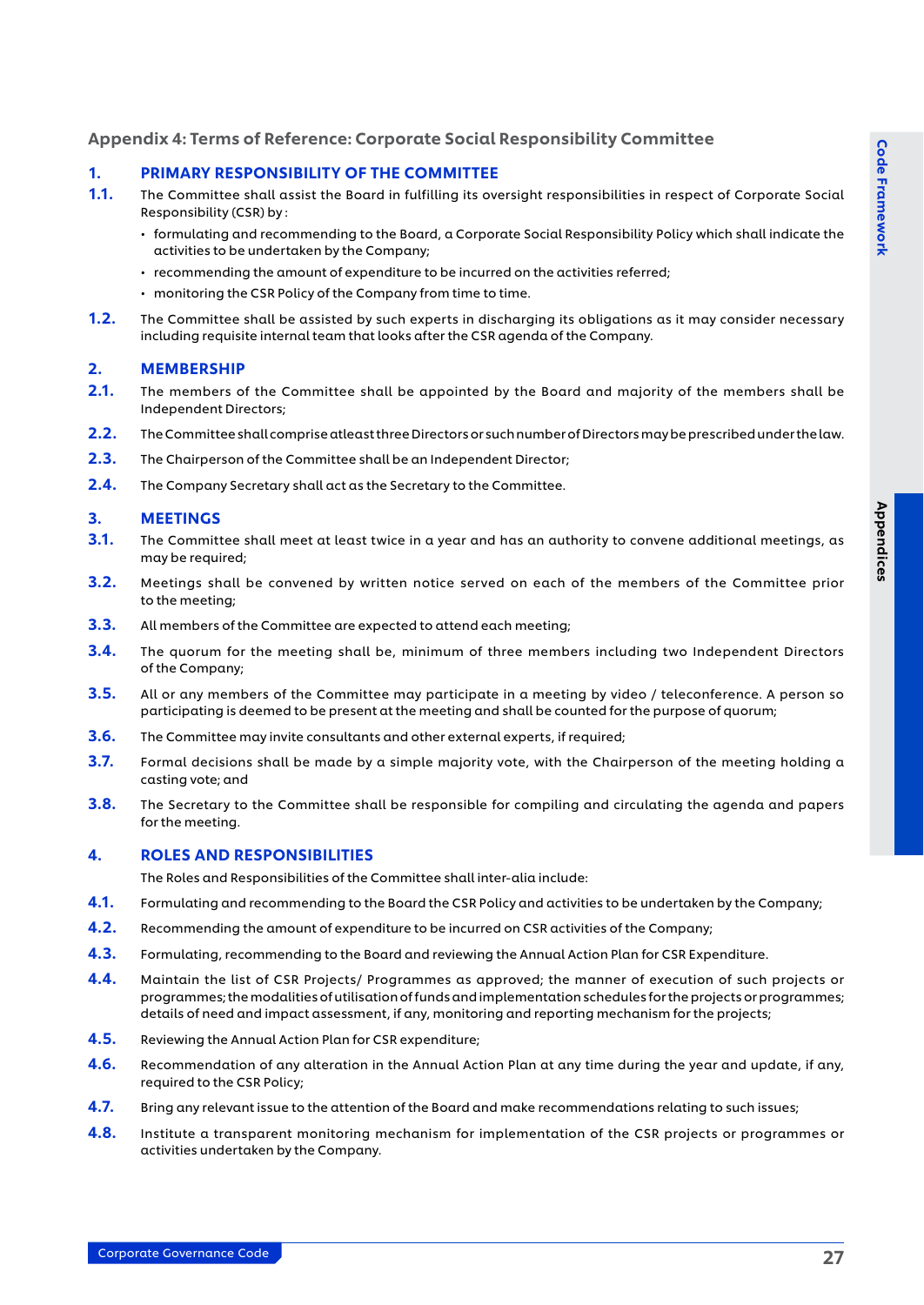## Appendix 4: Terms of Reference: Corporate Social Responsibility Committee

### 1. PRIMARY RESPONSIBILITY OF THE COMMITTEE

**1.1.** The Committee shall assist the Board in fulfilling its oversight responsibilities in respect of Corporate Social Responsibility (CSR) by :

- formulating and recommending to the Board, a Corporate Social Responsibility Policy which shall indicate the activities to be undertaken by the Company;
- recommending the amount of expenditure to be incurred on the activities referred;
- monitoring the CSR Policy of the Company from time to time.

**1.2.** The Committee shall be assisted by such experts in discharging its obligations as it may consider necessary including requisite internal team that looks after the CSR agenda of the Company.

### 2. MEMBERSHIP

**2.1.** The members of the Committee shall be appointed by the Board and majority of the members shall be Independent Directors;

**2.2.** The Committee shall comprise atleast three Directors or such number of Directors may be prescribed under the law.

**2.3.** The Chairperson of the Committee shall be an Independent Director;

**2.4.** The Company Secretary shall act as the Secretary to the Committee.

### 3. MEETINGS

**3.1.** The Committee shall meet at least twice in a year and has an authority to convene additional meetings, as may be required;

**3.2.** Meetings shall be convened by written notice served on each of the members of the Committee prior to the meeting;

**3.3.** All members of the Committee are expected to attend each meeting;

**3.4.** The quorum for the meeting shall be, minimum of three members including two Independent Directors of the Company;

**3.5.** All or any members of the Committee may participate in a meeting by video / teleconference. A person so participating is deemed to be present at the meeting and shall be counted for the purpose of quorum;

**3.6.** The Committee may invite consultants and other external experts, if required;

**3.7.** Formal decisions shall be made by a simple majority vote, with the Chairperson of the meeting holding a casting vote; and

**3.8.** The Secretary to the Committee shall be responsible for compiling and circulating the agenda and papers for the meeting.

### 4. ROLES AND RESPONSIBILITIES

The Roles and Responsibilities of the Committee shall inter-alia include:

**4.1.** Formulating and recommending to the Board the CSR Policy and activities to be undertaken by the Company;

**4.2.** Recommending the amount of expenditure to be incurred on CSR activities of the Company;

**4.3.** Formulating, recommending to the Board and reviewing the Annual Action Plan for CSR Expenditure.

**4.4.** Maintain the list of CSR Projects/ Programmes as approved; the manner of execution of such projects or programmes; the modalities of utilisation of funds and implementation schedules for the projects or programmes; details of need and impact assessment, if any, monitoring and reporting mechanism for the projects;

**4.5.** Reviewing the Annual Action Plan for CSR expenditure;

**4.6.** Recommendation of any alteration in the Annual Action Plan at any time during the year and update, if any, required to the CSR Policy;

**4.7.** Bring any relevant issue to the attention of the Board and make recommendations relating to such issues;

**4.8.** Institute a transparent monitoring mechanism for implementation of the CSR projects or programmes or activities undertaken by the Company.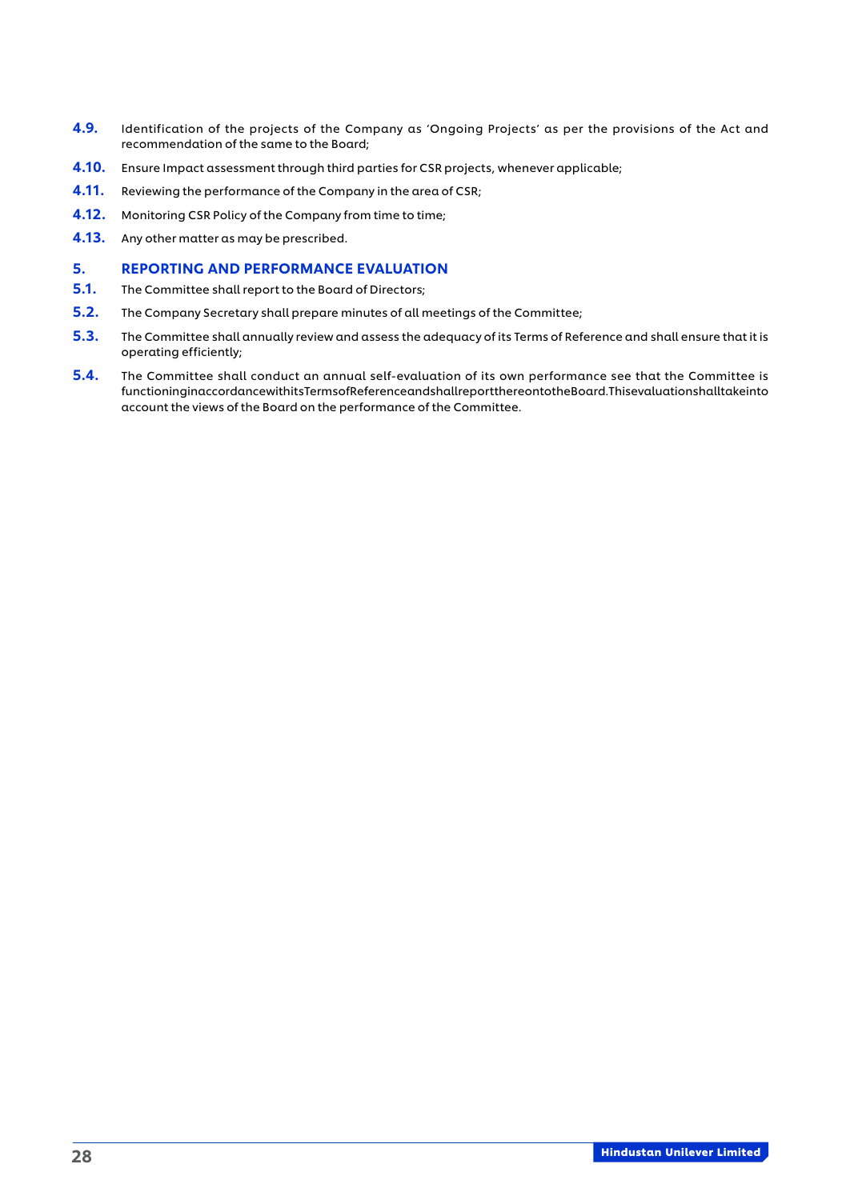4.9. Identification of the projects of the Company as 'Ongoing Projects' as per the provisions of the Act and recommendation of the same to the Board;

4.10. Ensure Impact assessment through third parties for CSR projects, whenever applicable;

4.11. Reviewing the performance of the Company in the area of CSR;

4.12. Monitoring CSR Policy of the Company from time to time;

4.13. Any other matter as may be prescribed.

## 5. REPORTING AND PERFORMANCE EVALUATION

5.1. The Committee shall report to the Board of Directors;

5.2. The Company Secretary shall prepare minutes of all meetings of the Committee;

5.3. The Committee shall annually review and assess the adequacy of its Terms of Reference and shall ensure that it is operating efficiently;

5.4. The Committee shall conduct an annual self-evaluation of its own performance see that the Committee is functioninginaccordancewithitsTermsofReferenceandshallreportthereontotheBoard.Thisevaluationshalltakeinto account the views of the Board on the performance of the Committee.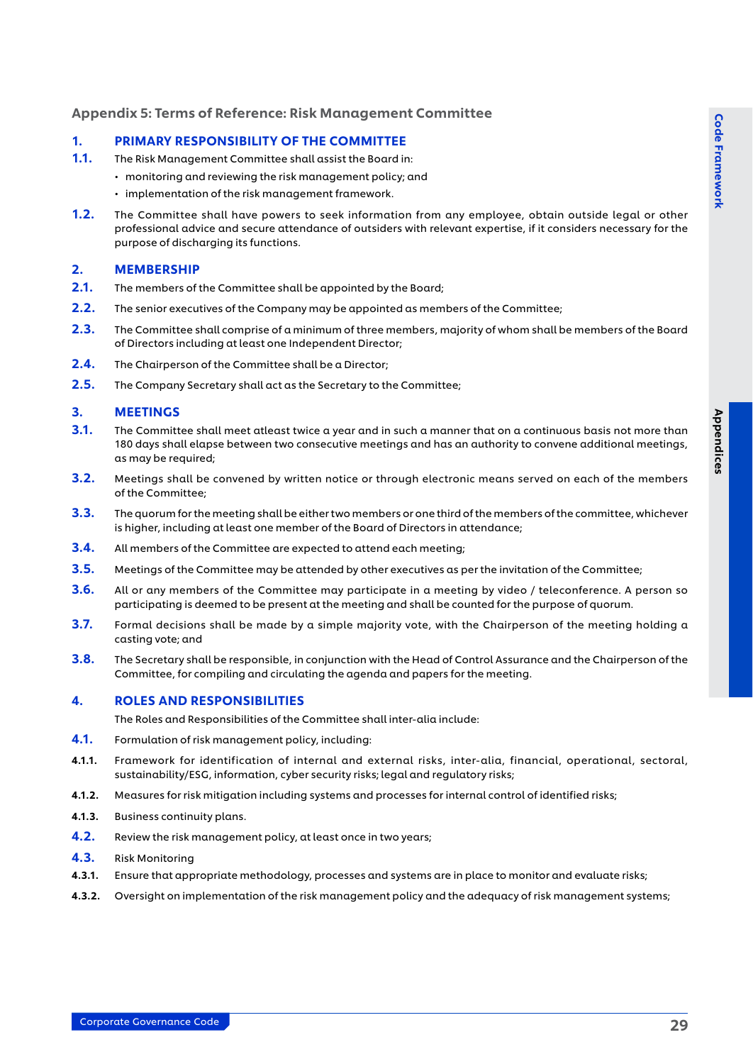## Appendix 5: Terms of Reference: Risk Management Committee

### 1. PRIMARY RESPONSIBILITY OF THE COMMITTEE

**1.1.** The Risk Management Committee shall assist the Board in:

- monitoring and reviewing the risk management policy; and
- implementation of the risk management framework.

**1.2.** The Committee shall have powers to seek information from any employee, obtain outside legal or other professional advice and secure attendance of outsiders with relevant expertise, if it considers necessary for the purpose of discharging its functions.

### 2. MEMBERSHIP

**2.1.** The members of the Committee shall be appointed by the Board;

**2.2.** The senior executives of the Company may be appointed as members of the Committee;

**2.3.** The Committee shall comprise of a minimum of three members, majority of whom shall be members of the Board of Directors including at least one Independent Director;

**2.4.** The Chairperson of the Committee shall be a Director;

**2.5.** The Company Secretary shall act as the Secretary to the Committee;

### 3. MEETINGS

**3.1.** The Committee shall meet atleast twice a year and in such a manner that on a continuous basis not more than 180 days shall elapse between two consecutive meetings and has an authority to convene additional meetings, as may be required;

**3.2.** Meetings shall be convened by written notice or through electronic means served on each of the members of the Committee;

**3.3.** The quorum for the meeting shall be either two members or one third of the members of the committee, whichever is higher, including at least one member of the Board of Directors in attendance;

**3.4.** All members of the Committee are expected to attend each meeting;

**3.5.** Meetings of the Committee may be attended by other executives as per the invitation of the Committee;

**3.6.** All or any members of the Committee may participate in a meeting by video / teleconference. A person so participating is deemed to be present at the meeting and shall be counted for the purpose of quorum.

**3.7.** Formal decisions shall be made by a simple majority vote, with the Chairperson of the meeting holding a casting vote; and

**3.8.** The Secretary shall be responsible, in conjunction with the Head of Control Assurance and the Chairperson of the Committee, for compiling and circulating the agenda and papers for the meeting.

### 4. ROLES AND RESPONSIBILITIES

The Roles and Responsibilities of the Committee shall inter-alia include:

**4.1.** Formulation of risk management policy, including:

**4.1.1.** Framework for identification of internal and external risks, inter-alia, financial, operational, sectoral, sustainability/ESG, information, cyber security risks; legal and regulatory risks;

**4.1.2.** Measures for risk mitigation including systems and processes for internal control of identified risks;

**4.1.3.** Business continuity plans.

**4.2.** Review the risk management policy, at least once in two years;

**4.3.** Risk Monitoring

**4.3.1.** Ensure that appropriate methodology, processes and systems are in place to monitor and evaluate risks;

**4.3.2.** Oversight on implementation of the risk management policy and the adequacy of risk management systems;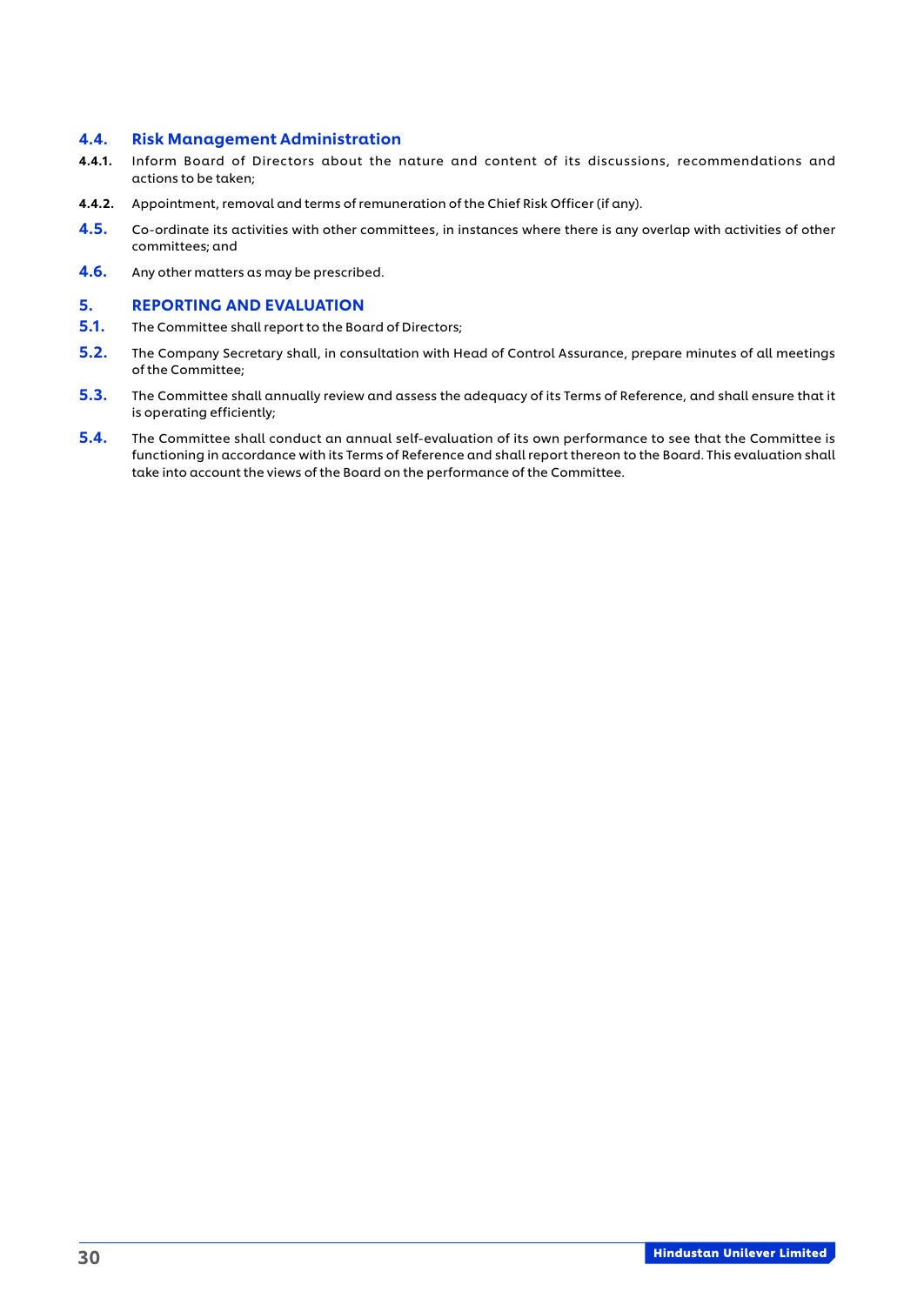### 4.4. Risk Management Administration

**4.4.1.** Inform Board of Directors about the nature and content of its discussions, recommendations and actions to be taken;

**4.4.2.** Appointment, removal and terms of remuneration of the Chief Risk Officer (if any).

**4.5.** Co-ordinate its activities with other committees, in instances where there is any overlap with activities of other committees; and

**4.6.** Any other matters as may be prescribed.

## 5. REPORTING AND EVALUATION

**5.1.** The Committee shall report to the Board of Directors;

**5.2.** The Company Secretary shall, in consultation with Head of Control Assurance, prepare minutes of all meetings of the Committee;

**5.3.** The Committee shall annually review and assess the adequacy of its Terms of Reference, and shall ensure that it is operating efficiently;

**5.4.** The Committee shall conduct an annual self-evaluation of its own performance to see that the Committee is functioning in accordance with its Terms of Reference and shall report thereon to the Board. This evaluation shall take into account the views of the Board on the performance of the Committee.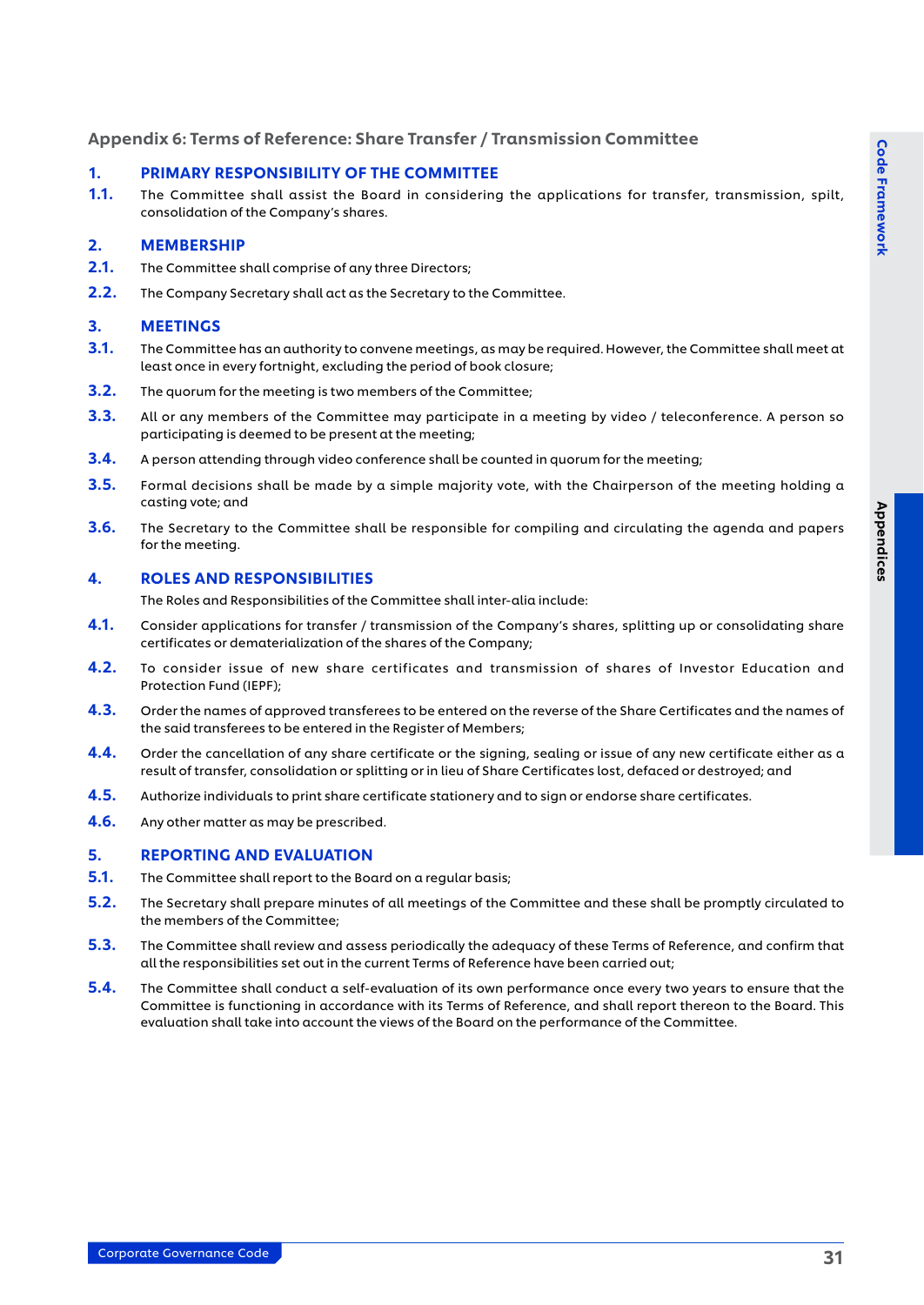## Appendix 6: Terms of Reference: Share Transfer / Transmission Committee

### 1. PRIMARY RESPONSIBILITY OF THE COMMITTEE

**1.1.** The Committee shall assist the Board in considering the applications for transfer, transmission, spilt, consolidation of the Company's shares.

### 2. MEMBERSHIP

**2.1.** The Committee shall comprise of any three Directors;

**2.2.** The Company Secretary shall act as the Secretary to the Committee.

### 3. MEETINGS

**3.1.** The Committee has an authority to convene meetings, as may be required. However, the Committee shall meet at least once in every fortnight, excluding the period of book closure;

**3.2.** The quorum for the meeting is two members of the Committee;

**3.3.** All or any members of the Committee may participate in a meeting by video / teleconference. A person so participating is deemed to be present at the meeting;

**3.4.** A person attending through video conference shall be counted in quorum for the meeting;

**3.5.** Formal decisions shall be made by a simple majority vote, with the Chairperson of the meeting holding a casting vote; and

**3.6.** The Secretary to the Committee shall be responsible for compiling and circulating the agenda and papers for the meeting.

### 4. ROLES AND RESPONSIBILITIES

The Roles and Responsibilities of the Committee shall inter-alia include:

**4.1.** Consider applications for transfer / transmission of the Company's shares, splitting up or consolidating share certificates or dematerialization of the shares of the Company;

**4.2.** To consider issue of new share certificates and transmission of shares of Investor Education and Protection Fund (IEPF);

**4.3.** Order the names of approved transferees to be entered on the reverse of the Share Certificates and the names of the said transferees to be entered in the Register of Members;

**4.4.** Order the cancellation of any share certificate or the signing, sealing or issue of any new certificate either as a result of transfer, consolidation or splitting or in lieu of Share Certificates lost, defaced or destroyed; and

**4.5.** Authorize individuals to print share certificate stationery and to sign or endorse share certificates.

**4.6.** Any other matter as may be prescribed.

### 5. REPORTING AND EVALUATION

**5.1.** The Committee shall report to the Board on a regular basis;

**5.2.** The Secretary shall prepare minutes of all meetings of the Committee and these shall be promptly circulated to the members of the Committee;

**5.3.** The Committee shall review and assess periodically the adequacy of these Terms of Reference, and confirm that all the responsibilities set out in the current Terms of Reference have been carried out;

**5.4.** The Committee shall conduct a self-evaluation of its own performance once every two years to ensure that the Committee is functioning in accordance with its Terms of Reference, and shall report thereon to the Board. This evaluation shall take into account the views of the Board on the performance of the Committee.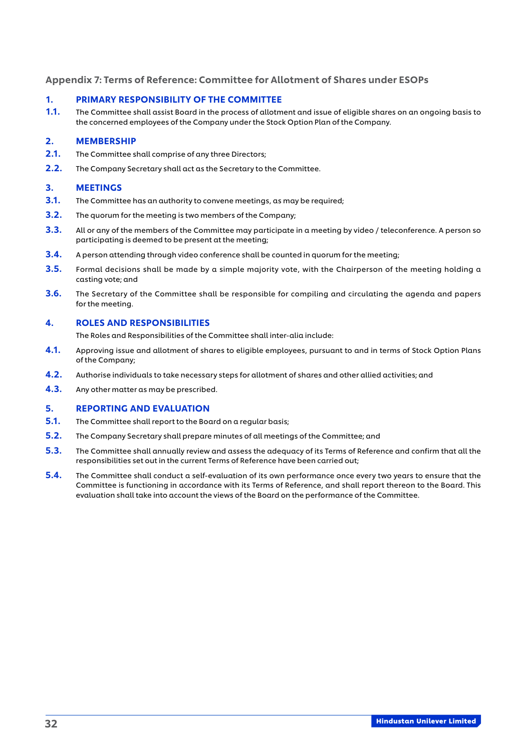## Appendix 7: Terms of Reference: Committee for Allotment of Shares under ESOPs

### 1. PRIMARY RESPONSIBILITY OF THE COMMITTEE

1.1. The Committee shall assist Board in the process of allotment and issue of eligible shares on an ongoing basis to the concerned employees of the Company under the Stock Option Plan of the Company.

### 2. MEMBERSHIP

2.1. The Committee shall comprise of any three Directors;

2.2. The Company Secretary shall act as the Secretary to the Committee.

### 3. MEETINGS

3.1. The Committee has an authority to convene meetings, as may be required;

3.2. The quorum for the meeting is two members of the Company;

3.3. All or any of the members of the Committee may participate in a meeting by video / teleconference. A person so participating is deemed to be present at the meeting;

3.4. A person attending through video conference shall be counted in quorum for the meeting;

3.5. Formal decisions shall be made by a simple majority vote, with the Chairperson of the meeting holding a casting vote; and

3.6. The Secretary of the Committee shall be responsible for compiling and circulating the agenda and papers for the meeting.

### 4. ROLES AND RESPONSIBILITIES

The Roles and Responsibilities of the Committee shall inter-alia include:

4.1. Approving issue and allotment of shares to eligible employees, pursuant to and in terms of Stock Option Plans of the Company;

4.2. Authorise individuals to take necessary steps for allotment of shares and other allied activities; and

4.3. Any other matter as may be prescribed.

### 5. REPORTING AND EVALUATION

5.1. The Committee shall report to the Board on a regular basis;

5.2. The Company Secretary shall prepare minutes of all meetings of the Committee; and

5.3. The Committee shall annually review and assess the adequacy of its Terms of Reference and confirm that all the responsibilities set out in the current Terms of Reference have been carried out;

5.4. The Committee shall conduct a self-evaluation of its own performance once every two years to ensure that the Committee is functioning in accordance with its Terms of Reference, and shall report thereon to the Board. This evaluation shall take into account the views of the Board on the performance of the Committee.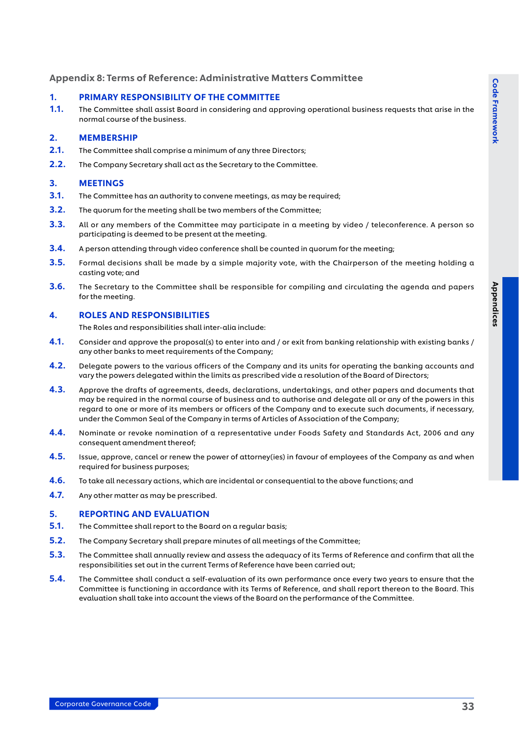## Appendix 8: Terms of Reference: Administrative Matters Committee

### 1. PRIMARY RESPONSIBILITY OF THE COMMITTEE

1.1. The Committee shall assist Board in considering and approving operational business requests that arise in the normal course of the business.

### 2. MEMBERSHIP

2.1. The Committee shall comprise a minimum of any three Directors;

2.2. The Company Secretary shall act as the Secretary to the Committee.

### 3. MEETINGS

3.1. The Committee has an authority to convene meetings, as may be required;

3.2. The quorum for the meeting shall be two members of the Committee;

3.3. All or any members of the Committee may participate in a meeting by video / teleconference. A person so participating is deemed to be present at the meeting.

3.4. A person attending through video conference shall be counted in quorum for the meeting;

3.5. Formal decisions shall be made by a simple majority vote, with the Chairperson of the meeting holding a casting vote; and

3.6. The Secretary to the Committee shall be responsible for compiling and circulating the agenda and papers for the meeting.

### 4. ROLES AND RESPONSIBILITIES

The Roles and responsibilities shall inter-alia include:

4.1. Consider and approve the proposal(s) to enter into and / or exit from banking relationship with existing banks / any other banks to meet requirements of the Company;

4.2. Delegate powers to the various officers of the Company and its units for operating the banking accounts and vary the powers delegated within the limits as prescribed vide a resolution of the Board of Directors;

4.3. Approve the drafts of agreements, deeds, declarations, undertakings, and other papers and documents that may be required in the normal course of business and to authorise and delegate all or any of the powers in this regard to one or more of its members or officers of the Company and to execute such documents, if necessary, under the Common Seal of the Company in terms of Articles of Association of the Company;

4.4. Nominate or revoke nomination of a representative under Foods Safety and Standards Act, 2006 and any consequent amendment thereof;

4.5. Issue, approve, cancel or renew the power of attorney(ies) in favour of employees of the Company as and when required for business purposes;

4.6. To take all necessary actions, which are incidental or consequential to the above functions; and

4.7. Any other matter as may be prescribed.

### 5. REPORTING AND EVALUATION

5.1. The Committee shall report to the Board on a regular basis;

5.2. The Company Secretary shall prepare minutes of all meetings of the Committee;

5.3. The Committee shall annually review and assess the adequacy of its Terms of Reference and confirm that all the responsibilities set out in the current Terms of Reference have been carried out;

5.4. The Committee shall conduct a self-evaluation of its own performance once every two years to ensure that the Committee is functioning in accordance with its Terms of Reference, and shall report thereon to the Board. This evaluation shall take into account the views of the Board on the performance of the Committee.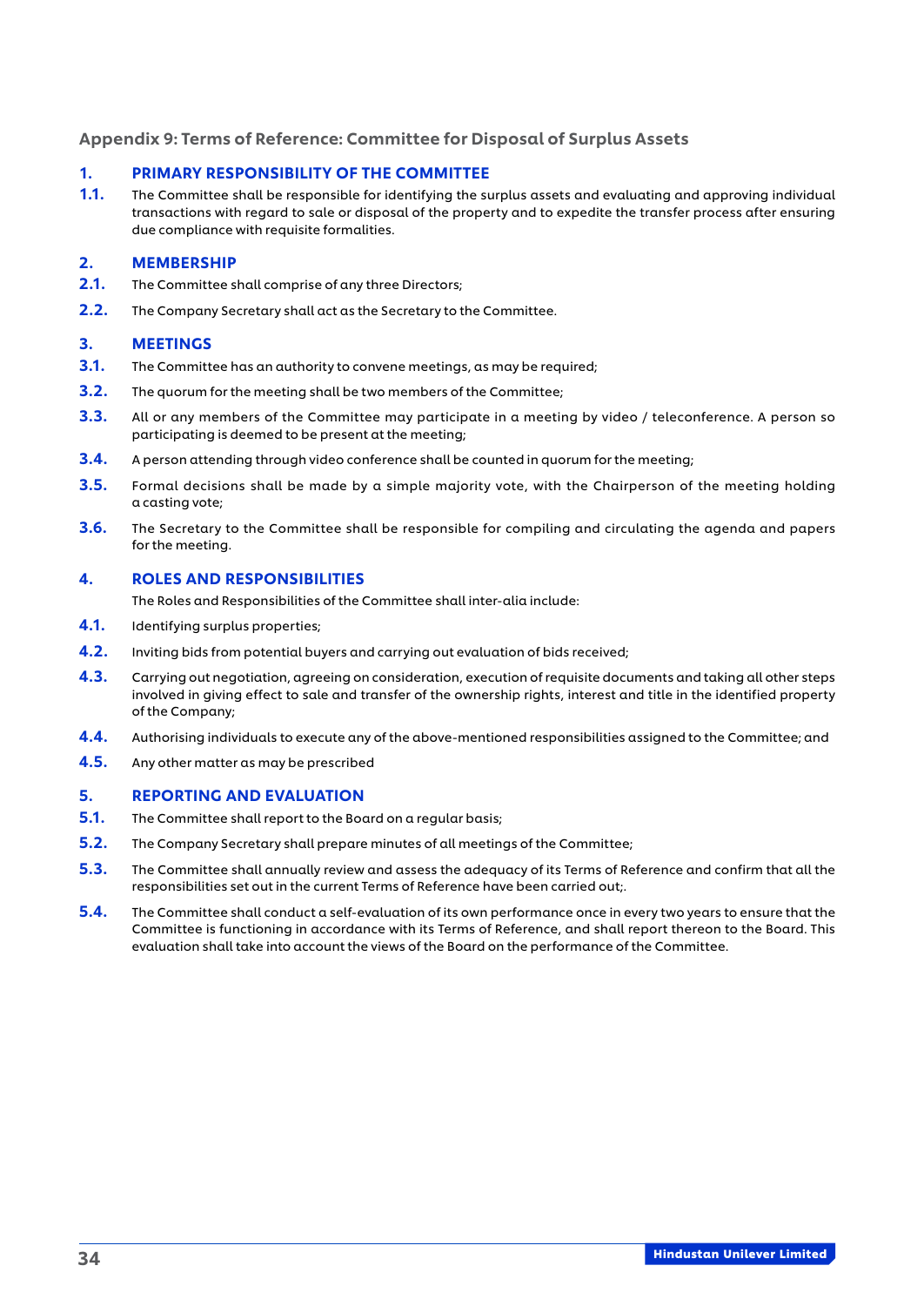## Appendix 9: Terms of Reference: Committee for Disposal of Surplus Assets

### 1. PRIMARY RESPONSIBILITY OF THE COMMITTEE

**1.1.** The Committee shall be responsible for identifying the surplus assets and evaluating and approving individual transactions with regard to sale or disposal of the property and to expedite the transfer process after ensuring due compliance with requisite formalities.

### 2. MEMBERSHIP

**2.1.** The Committee shall comprise of any three Directors;

**2.2.** The Company Secretary shall act as the Secretary to the Committee.

### 3. MEETINGS

**3.1.** The Committee has an authority to convene meetings, as may be required;

**3.2.** The quorum for the meeting shall be two members of the Committee;

**3.3.** All or any members of the Committee may participate in a meeting by video / teleconference. A person so participating is deemed to be present at the meeting;

**3.4.** A person attending through video conference shall be counted in quorum for the meeting;

**3.5.** Formal decisions shall be made by a simple majority vote, with the Chairperson of the meeting holding a casting vote;

**3.6.** The Secretary to the Committee shall be responsible for compiling and circulating the agenda and papers for the meeting.

### 4. ROLES AND RESPONSIBILITIES

The Roles and Responsibilities of the Committee shall inter-alia include:

**4.1.** Identifying surplus properties;

**4.2.** Inviting bids from potential buyers and carrying out evaluation of bids received;

**4.3.** Carrying out negotiation, agreeing on consideration, execution of requisite documents and taking all other steps involved in giving effect to sale and transfer of the ownership rights, interest and title in the identified property of the Company;

**4.4.** Authorising individuals to execute any of the above-mentioned responsibilities assigned to the Committee; and

**4.5.** Any other matter as may be prescribed

### 5. REPORTING AND EVALUATION

**5.1.** The Committee shall report to the Board on a regular basis;

**5.2.** The Company Secretary shall prepare minutes of all meetings of the Committee;

**5.3.** The Committee shall annually review and assess the adequacy of its Terms of Reference and confirm that all the responsibilities set out in the current Terms of Reference have been carried out;.

**5.4.** The Committee shall conduct a self-evaluation of its own performance once in every two years to ensure that the Committee is functioning in accordance with its Terms of Reference, and shall report thereon to the Board. This evaluation shall take into account the views of the Board on the performance of the Committee.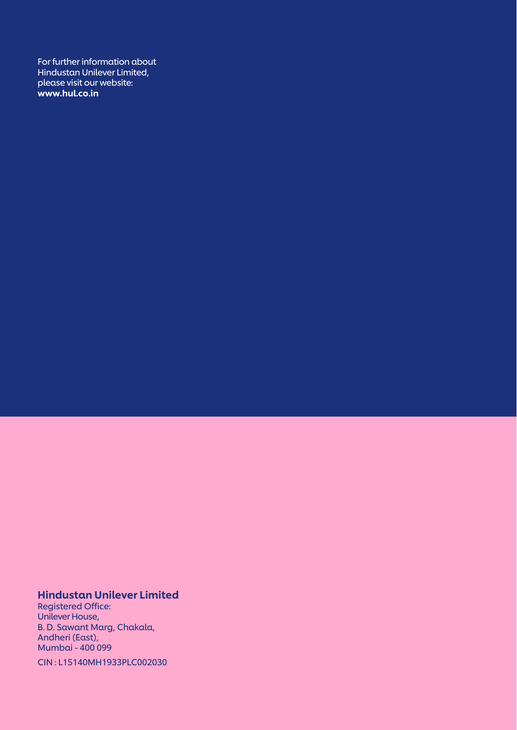For further information about
Hindustan Unilever Limited,
please visit our website:
**www.hul.co.in**

**Hindustan Unilever Limited**
Registered Office:
Unilever House,
B. D. Sawant Marg, Chakala,
Andheri (East),
Mumbai - 400 099

CIN : L15140MH1933PLC002030